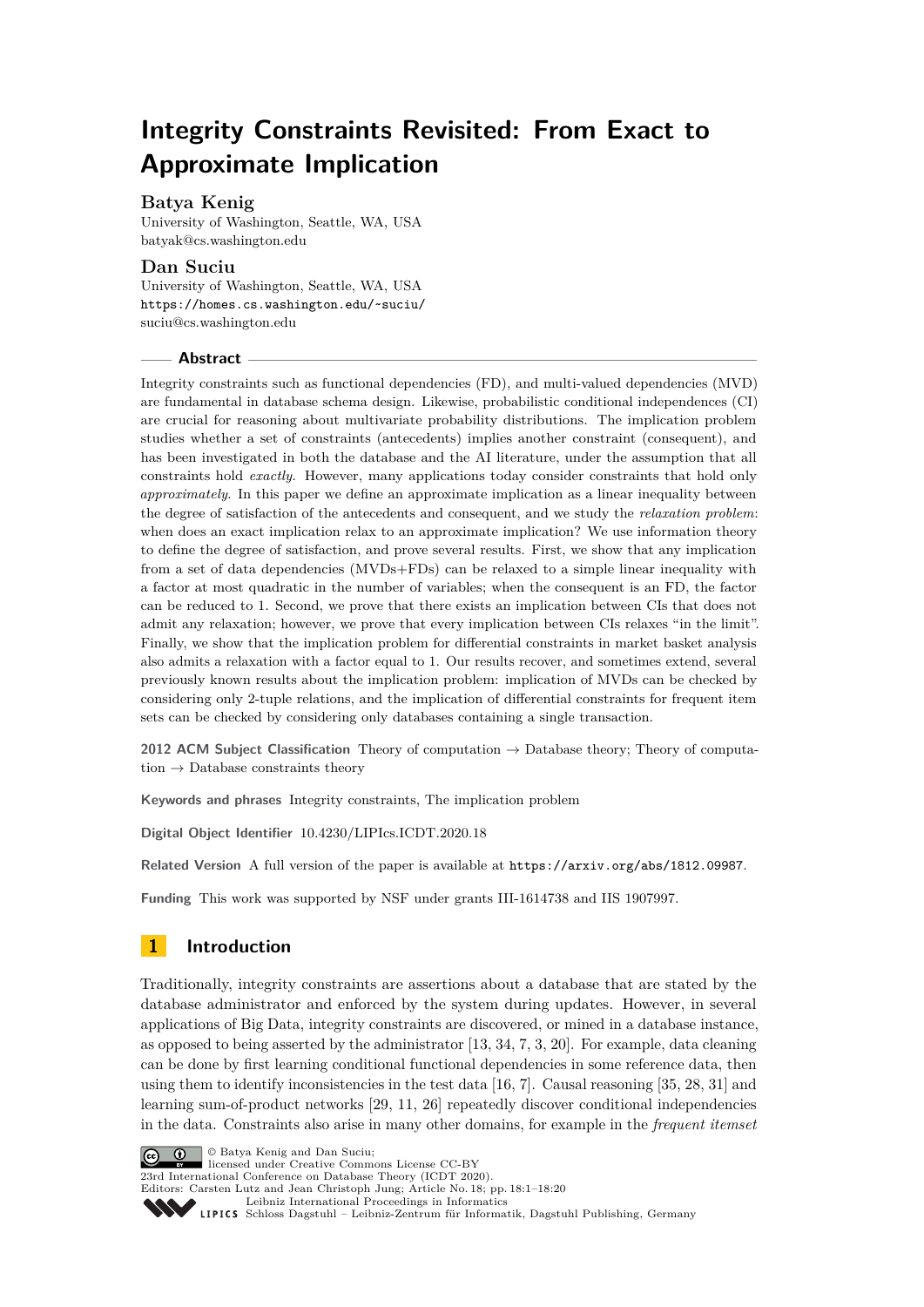# Integrity Constraints Revisited: From Exact to Approximate Implication

**Batya Kenig**
University of Washington, Seattle, WA, USA
batyak@cs.washington.edu

**Dan Suciu**
University of Washington, Seattle, WA, USA
https://homes.cs.washington.edu/~suciu/
suciu@cs.washington.edu

## Abstract

Integrity constraints such as functional dependencies (FD), and multi-valued dependencies (MVD) are fundamental in database schema design. Likewise, probabilistic conditional independences (CI) are crucial for reasoning about multivariate probability distributions. The implication problem studies whether a set of constraints (antecedents) implies another constraint (consequent), and has been investigated in both the database and the AI literature, under the assumption that all constraints hold *exactly*. However, many applications today consider constraints that hold only *approximately*. In this paper we define an approximate implication as a linear inequality between the degree of satisfaction of the antecedents and consequent, and we study the *relaxation problem*: when does an exact implication relax to an approximate implication? We use information theory to define the degree of satisfaction, and prove several results. First, we show that any implication from a set of data dependencies (MVDs+FDs) can be relaxed to a simple linear inequality with a factor at most quadratic in the number of variables; when the consequent is an FD, the factor can be reduced to 1. Second, we prove that there exists an implication between CIs that does not admit any relaxation; however, we prove that every implication between CIs relaxes "in the limit". Finally, we show that the implication problem for differential constraints in market basket analysis also admits a relaxation with a factor equal to 1. Our results recover, and sometimes extend, several previously known results about the implication problem: implication of MVDs can be checked by considering only 2-tuple relations, and the implication of differential constraints for frequent item sets can be checked by considering only databases containing a single transaction.

**2012 ACM Subject Classification** Theory of computation → Database theory; Theory of computation → Database constraints theory

**Keywords and phrases** Integrity constraints, The implication problem

**Digital Object Identifier** 10.4230/LIPIcs.ICDT.2020.18

**Related Version** A full version of the paper is available at https://arxiv.org/abs/1812.09987.

**Funding** This work was supported by NSF under grants III-1614738 and IIS 1907997.

## 1 Introduction

Traditionally, integrity constraints are assertions about a database that are stated by the database administrator and enforced by the system during updates. However, in several applications of Big Data, integrity constraints are discovered, or mined in a database instance, as opposed to being asserted by the administrator [13, 34, 7, 3, 20]. For example, data cleaning can be done by first learning conditional functional dependencies in some reference data, then using them to identify inconsistencies in the test data [16, 7]. Causal reasoning [35, 28, 31] and learning sum-of-product networks [29, 11, 26] repeatedly discover conditional independencies in the data. Constraints also arise in many other domains, for example in the *frequent itemset*

© Batya Kenig and Dan Suciu;
licensed under Creative Commons License CC-BY
23rd International Conference on Database Theory (ICDT 2020).
Editors: Carsten Lutz and Jean Christoph Jung; Article No. 18; pp. 18:1–18:20
Leibniz International Proceedings in Informatics
Schloss Dagstuhl – Leibniz-Zentrum für Informatik, Dagstuhl Publishing, Germany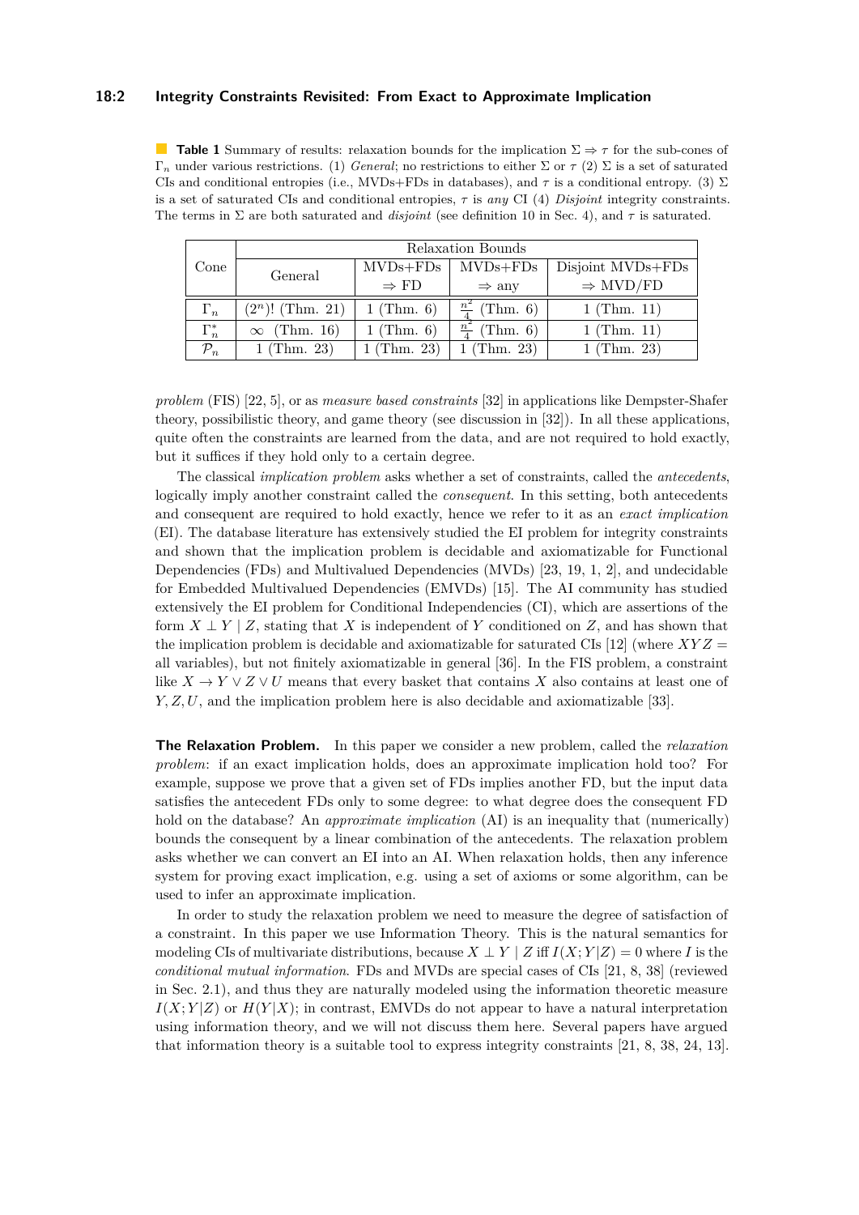**Table 1** Summary of results: relaxation bounds for the implication $\Sigma \Rightarrow \tau$ for the sub-cones of $\Gamma_n$ under various restrictions. (1) *General*; no restrictions to either $\Sigma$ or $\tau$ (2) $\Sigma$ is a set of saturated CIs and conditional entropies (i.e., MVDs+FDs in databases), and $\tau$ is a conditional entropy. (3) $\Sigma$ is a set of saturated CIs and conditional entropies, $\tau$ is *any* CI (4) *Disjoint* integrity constraints. The terms in $\Sigma$ are both saturated and *disjoint* (see definition 10 in Sec. 4), and $\tau$ is saturated.

| Cone | Relaxation Bounds | | | |
|---|---|---|---|---|
| | General | MVDs+FDs $\Rightarrow$ FD | MVDs+FDs $\Rightarrow$ any | Disjoint MVDs+FDs $\Rightarrow$ MVD/FD |
| $\Gamma_n$ | $(2^n)!$ (Thm. 21) | 1 (Thm. 6) | $\frac{n^2}{4}$ (Thm. 6) | 1 (Thm. 11) |
| $\Gamma_n^*$ | $\infty$ (Thm. 16) | 1 (Thm. 6) | $\frac{n^2}{4}$ (Thm. 6) | 1 (Thm. 11) |
| $\mathcal{P}_n$ | 1 (Thm. 23) | 1 (Thm. 23) | 1 (Thm. 23) | 1 (Thm. 23) |

*problem* (FIS) [22, 5], or as *measure based constraints* [32] in applications like Dempster-Shafer theory, possibilistic theory, and game theory (see discussion in [32]). In all these applications, quite often the constraints are learned from the data, and are not required to hold exactly, but it suffices if they hold only to a certain degree.

The classical *implication problem* asks whether a set of constraints, called the *antecedents*, logically imply another constraint called the *consequent*. In this setting, both antecedents and consequent are required to hold exactly, hence we refer to it as an *exact implication* (EI). The database literature has extensively studied the EI problem for integrity constraints and shown that the implication problem is decidable and axiomatizable for Functional Dependencies (FDs) and Multivalued Dependencies (MVDs) [23, 19, 1, 2], and undecidable for Embedded Multivalued Dependencies (EMVDs) [15]. The AI community has studied extensively the EI problem for Conditional Independencies (CI), which are assertions of the form $X \perp Y \mid Z$, stating that $X$ is independent of $Y$ conditioned on $Z$, and has shown that the implication problem is decidable and axiomatizable for saturated CIs [12] (where $XYZ =$ all variables), but not finitely axiomatizable in general [36]. In the FIS problem, a constraint like $X \rightarrow Y \vee Z \vee U$ means that every basket that contains $X$ also contains at least one of $Y, Z, U$, and the implication problem here is also decidable and axiomatizable [33].

**The Relaxation Problem.** In this paper we consider a new problem, called the *relaxation problem*: if an exact implication holds, does an approximate implication hold too? For example, suppose we prove that a given set of FDs implies another FD, but the input data satisfies the antecedent FDs only to some degree: to what degree does the consequent FD hold on the database? An *approximate implication* (AI) is an inequality that (numerically) bounds the consequent by a linear combination of the antecedents. The relaxation problem asks whether we can convert an EI into an AI. When relaxation holds, then any inference system for proving exact implication, e.g. using a set of axioms or some algorithm, can be used to infer an approximate implication.

In order to study the relaxation problem we need to measure the degree of satisfaction of a constraint. In this paper we use Information Theory. This is the natural semantics for modeling CIs of multivariate distributions, because $X \perp Y \mid Z$ iff $I(X;Y|Z) = 0$ where $I$ is the *conditional mutual information*. FDs and MVDs are special cases of CIs [21, 8, 38] (reviewed in Sec. 2.1), and thus they are naturally modeled using the information theoretic measure $I(X;Y|Z)$ or $H(Y|X)$; in contrast, EMVDs do not appear to have a natural interpretation using information theory, and we will not discuss them here. Several papers have argued that information theory is a suitable tool to express integrity constraints [21, 8, 38, 24, 13].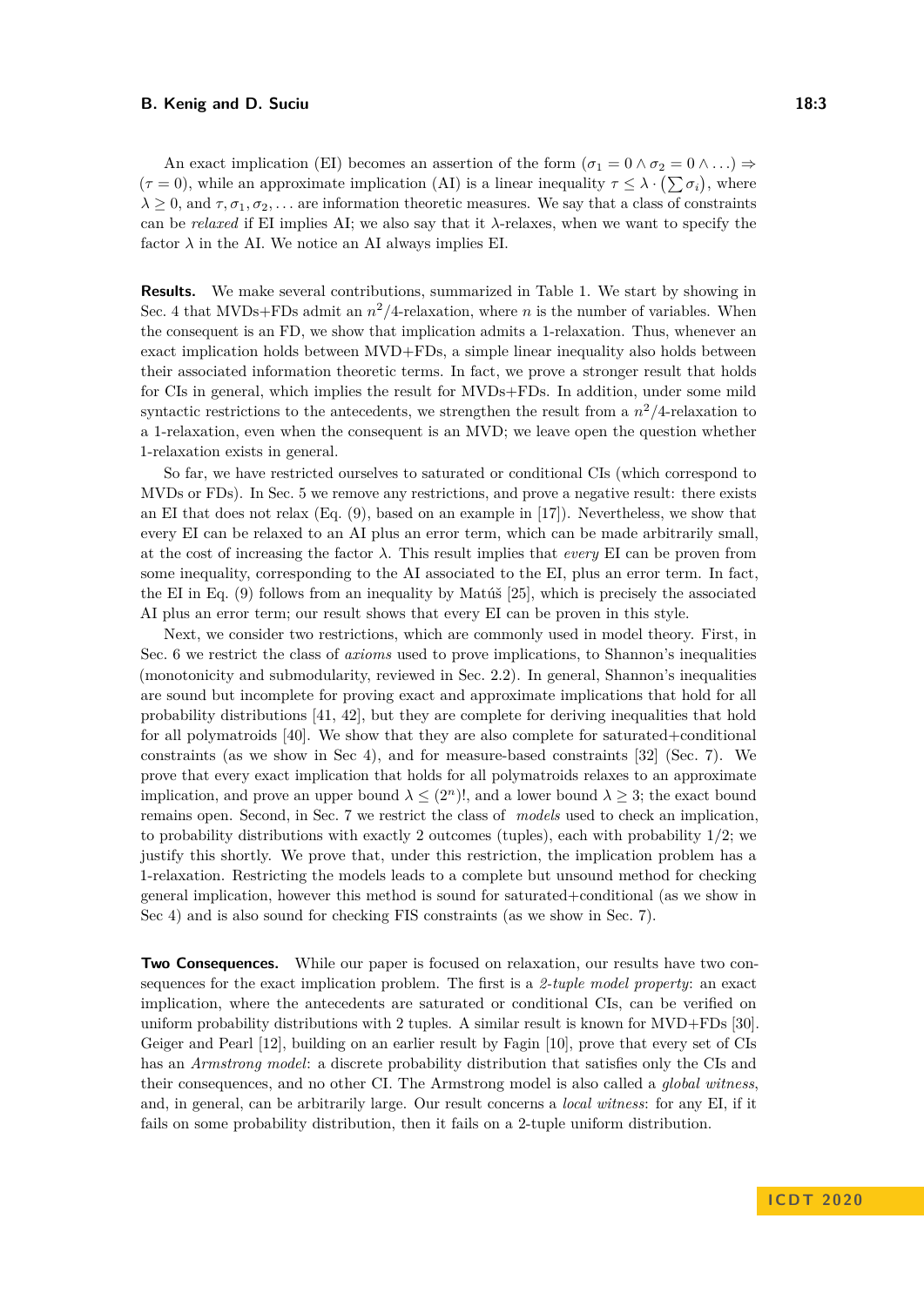An exact implication (EI) becomes an assertion of the form $(\sigma_1 = 0 \wedge \sigma_2 = 0 \wedge \ldots) \Rightarrow (\tau = 0)$, while an approximate implication (AI) is a linear inequality $\tau \leq \lambda \cdot (\sum \sigma_i)$, where $\lambda \geq 0$, and $\tau, \sigma_1, \sigma_2, \ldots$ are information theoretic measures. We say that a class of constraints can be *relaxed* if EI implies AI; we also say that it $\lambda$-relaxes, when we want to specify the factor $\lambda$ in the AI. We notice an AI always implies EI.

**Results.** We make several contributions, summarized in Table 1. We start by showing in Sec. 4 that MVDs+FDs admit an $n^2/4$-relaxation, where $n$ is the number of variables. When the consequent is an FD, we show that implication admits a 1-relaxation. Thus, whenever an exact implication holds between MVD+FDs, a simple linear inequality also holds between their associated information theoretic terms. In fact, we prove a stronger result that holds for CIs in general, which implies the result for MVDs+FDs. In addition, under some mild syntactic restrictions to the antecedents, we strengthen the result from a $n^2/4$-relaxation to a 1-relaxation, even when the consequent is an MVD; we leave open the question whether 1-relaxation exists in general.

So far, we have restricted ourselves to saturated or conditional CIs (which correspond to MVDs or FDs). In Sec. 5 we remove any restrictions, and prove a negative result: there exists an EI that does not relax (Eq. (9), based on an example in [17]). Nevertheless, we show that every EI can be relaxed to an AI plus an error term, which can be made arbitrarily small, at the cost of increasing the factor $\lambda$. This result implies that *every* EI can be proven from some inequality, corresponding to the AI associated to the EI, plus an error term. In fact, the EI in Eq. (9) follows from an inequality by Matúš [25], which is precisely the associated AI plus an error term; our result shows that every EI can be proven in this style.

Next, we consider two restrictions, which are commonly used in model theory. First, in Sec. 6 we restrict the class of *axioms* used to prove implications, to Shannon's inequalities (monotonicity and submodularity, reviewed in Sec. 2.2). In general, Shannon's inequalities are sound but incomplete for proving exact and approximate implications that hold for all probability distributions [41, 42], but they are complete for deriving inequalities that hold for all polymatroids [40]. We show that they are also complete for saturated+conditional constraints (as we show in Sec 4), and for measure-based constraints [32] (Sec. 7). We prove that every exact implication that holds for all polymatroids relaxes to an approximate implication, and prove an upper bound $\lambda \leq (2^n)!$, and a lower bound $\lambda \geq 3$; the exact bound remains open. Second, in Sec. 7 we restrict the class of *models* used to check an implication, to probability distributions with exactly 2 outcomes (tuples), each with probability 1/2; we justify this shortly. We prove that, under this restriction, the implication problem has a 1-relaxation. Restricting the models leads to a complete but unsound method for checking general implication, however this method is sound for saturated+conditional (as we show in Sec 4) and is also sound for checking FIS constraints (as we show in Sec. 7).

**Two Consequences.** While our paper is focused on relaxation, our results have two consequences for the exact implication problem. The first is a *2-tuple model property*: an exact implication, where the antecedents are saturated or conditional CIs, can be verified on uniform probability distributions with 2 tuples. A similar result is known for MVD+FDs [30]. Geiger and Pearl [12], building on an earlier result by Fagin [10], prove that every set of CIs has an *Armstrong model*: a discrete probability distribution that satisfies only the CIs and their consequences, and no other CI. The Armstrong model is also called a *global witness*, and, in general, can be arbitrarily large. Our result concerns a *local witness*: for any EI, if it fails on some probability distribution, then it fails on a 2-tuple uniform distribution.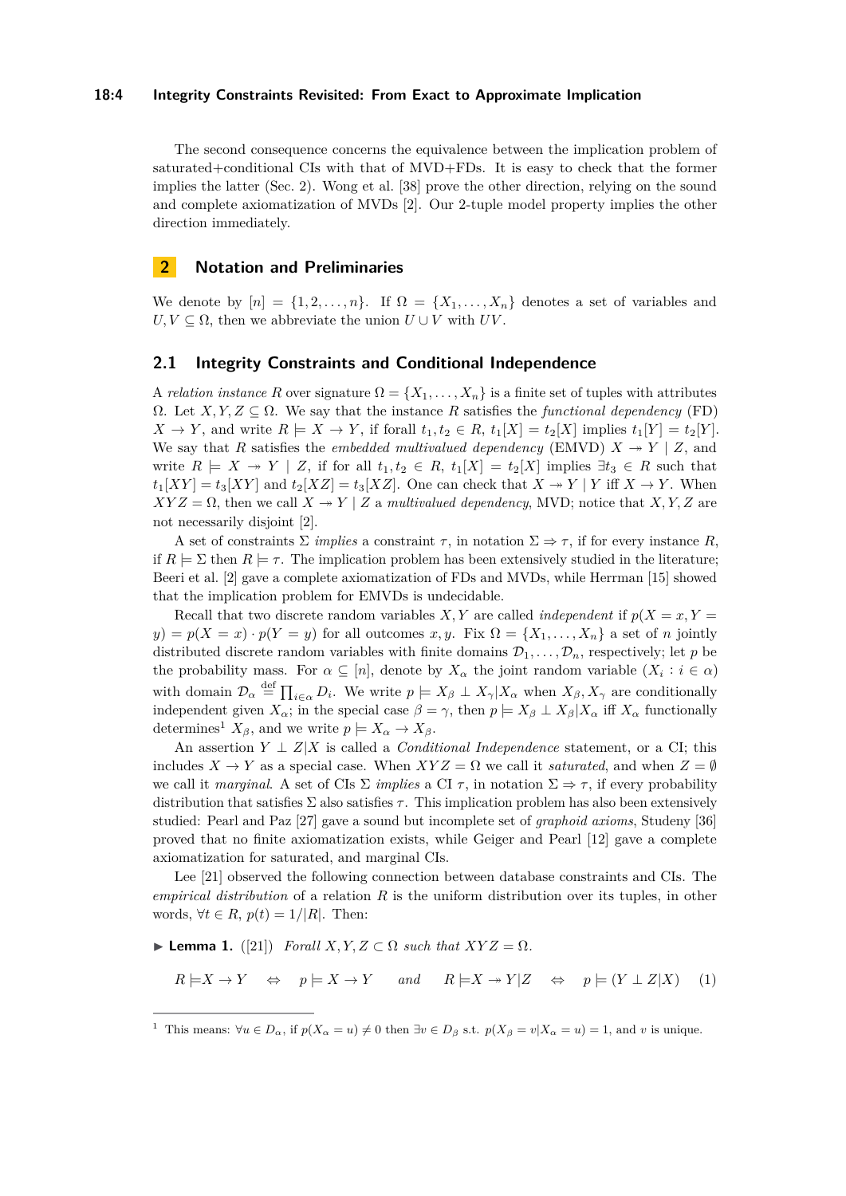The second consequence concerns the equivalence between the implication problem of saturated+conditional CIs with that of MVD+FDs. It is easy to check that the former implies the latter (Sec. 2). Wong et al. [38] prove the other direction, relying on the sound and complete axiomatization of MVDs [2]. Our 2-tuple model property implies the other direction immediately.

## 2 Notation and Preliminaries

We denote by $[n] = \{1, 2, \ldots, n\}$. If $\Omega = \{X_1, \ldots, X_n\}$ denotes a set of variables and $U, V \subseteq \Omega$, then we abbreviate the union $U \cup V$ with $UV$.

### 2.1 Integrity Constraints and Conditional Independence

A *relation instance* $R$ over signature $\Omega = \{X_1, \ldots, X_n\}$ is a finite set of tuples with attributes $\Omega$. Let $X, Y, Z \subseteq \Omega$. We say that the instance $R$ satisfies the *functional dependency* (FD) $X \to Y$, and write $R \models X \to Y$, if forall $t_1, t_2 \in R$, $t_1[X] = t_2[X]$ implies $t_1[Y] = t_2[Y]$. We say that $R$ satisfies the *embedded multivalued dependency* (EMVD) $X \twoheadrightarrow Y \mid Z$, and write $R \models X \twoheadrightarrow Y \mid Z$, if for all $t_1, t_2 \in R$, $t_1[X] = t_2[X]$ implies $\exists t_3 \in R$ such that $t_1[XY] = t_3[XY]$ and $t_2[XZ] = t_3[XZ]$. One can check that $X \twoheadrightarrow Y \mid Y$ iff $X \to Y$. When $XYZ = \Omega$, then we call $X \twoheadrightarrow Y \mid Z$ a *multivalued dependency*, MVD; notice that $X, Y, Z$ are not necessarily disjoint [2].

A set of constraints $\Sigma$ *implies* a constraint $\tau$, in notation $\Sigma \Rightarrow \tau$, if for every instance $R$, if $R \models \Sigma$ then $R \models \tau$. The implication problem has been extensively studied in the literature; Beeri et al. [2] gave a complete axiomatization of FDs and MVDs, while Herrman [15] showed that the implication problem for EMVDs is undecidable.

Recall that two discrete random variables $X, Y$ are called *independent* if $p(X = x, Y = y) = p(X = x) \cdot p(Y = y)$ for all outcomes $x, y$. Fix $\Omega = \{X_1, \ldots, X_n\}$ a set of $n$ jointly distributed discrete random variables with finite domains $\mathcal{D}_1, \ldots, \mathcal{D}_n$, respectively; let $p$ be the probability mass. For $\alpha \subseteq [n]$, denote by $X_\alpha$ the joint random variable $(X_i : i \in \alpha)$ with domain $\mathcal{D}_\alpha \stackrel{\text{def}}{=} \prod_{i \in \alpha} D_i$. We write $p \models X_\beta \perp X_\gamma | X_\alpha$ when $X_\beta, X_\gamma$ are conditionally independent given $X_\alpha$; in the special case $\beta = \gamma$, then $p \models X_\beta \perp X_\beta | X_\alpha$ iff $X_\alpha$ functionally determines[1] $X_\beta$, and we write $p \models X_\alpha \to X_\beta$.

An assertion $Y \perp Z | X$ is called a *Conditional Independence* statement, or a CI; this includes $X \to Y$ as a special case. When $XYZ = \Omega$ we call it *saturated*, and when $Z = \emptyset$ we call it *marginal*. A set of CIs $\Sigma$ *implies* a CI $\tau$, in notation $\Sigma \Rightarrow \tau$, if every probability distribution that satisfies $\Sigma$ also satisfies $\tau$. This implication problem has also been extensively studied: Pearl and Paz [27] gave a sound but incomplete set of *graphoid axioms*, Studeny [36] proved that no finite axiomatization exists, while Geiger and Pearl [12] gave a complete axiomatization for saturated, and marginal CIs.

Lee [21] observed the following connection between database constraints and CIs. The *empirical distribution* of a relation $R$ is the uniform distribution over its tuples, in other words, $\forall t \in R$, $p(t) = 1/|R|$. Then:

▶ **Lemma 1.** ([21]) *Forall $X, Y, Z \subset \Omega$ such that $XYZ = \Omega$.*

$$R \models X \to Y \quad \Leftrightarrow \quad p \models X \to Y \qquad \textit{and} \qquad R \models X \twoheadrightarrow Y | Z \quad \Leftrightarrow \quad p \models (Y \perp Z | X) \tag{1}$$

---

[1] This means: $\forall u \in D_\alpha$, if $p(X_\alpha = u) \neq 0$ then $\exists v \in D_\beta$ s.t. $p(X_\beta = v | X_\alpha = u) = 1$, and $v$ is unique.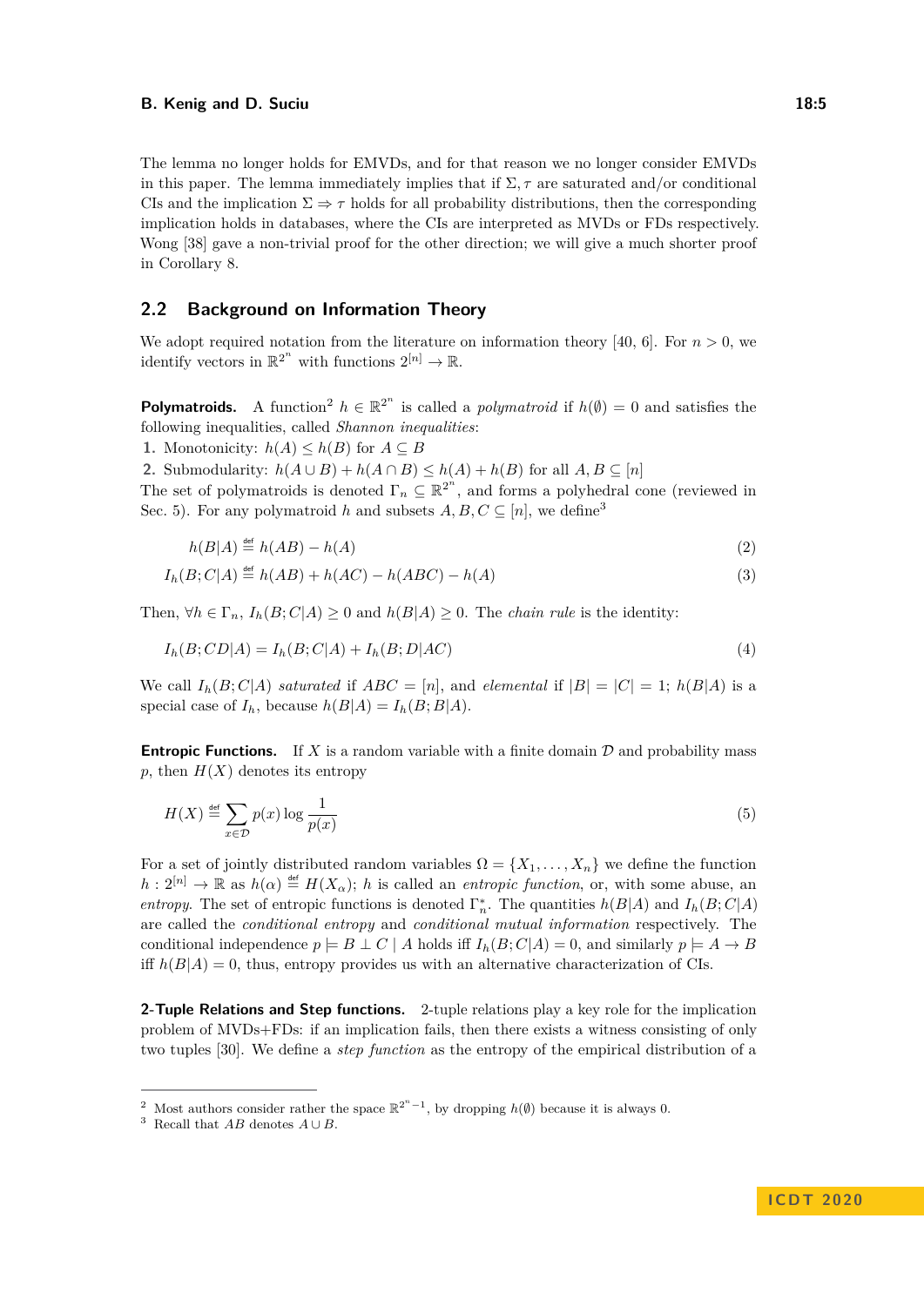The lemma no longer holds for EMVDs, and for that reason we no longer consider EMVDs in this paper. The lemma immediately implies that if $\Sigma, \tau$ are saturated and/or conditional CIs and the implication $\Sigma \Rightarrow \tau$ holds for all probability distributions, then the corresponding implication holds in databases, where the CIs are interpreted as MVDs or FDs respectively. Wong [38] gave a non-trivial proof for the other direction; we will give a much shorter proof in Corollary 8.

## 2.2 Background on Information Theory

We adopt required notation from the literature on information theory [40, 6]. For $n > 0$, we identify vectors in $\mathbb{R}^{2^n}$ with functions $2^{[n]} \to \mathbb{R}$.

**Polymatroids.** A function[2] $h \in \mathbb{R}^{2^n}$ is called a *polymatroid* if $h(\emptyset) = 0$ and satisfies the following inequalities, called *Shannon inequalities*:

1. Monotonicity: $h(A) \leq h(B)$ for $A \subseteq B$
2. Submodularity: $h(A \cup B) + h(A \cap B) \leq h(A) + h(B)$ for all $A, B \subseteq [n]$

The set of polymatroids is denoted $\Gamma_n \subseteq \mathbb{R}^{2^n}$, and forms a polyhedral cone (reviewed in Sec. 5). For any polymatroid $h$ and subsets $A, B, C \subseteq [n]$, we define[3]

$$h(B|A) \stackrel{\text{def}}{=} h(AB) - h(A) \tag{2}$$

$$I_h(B;C|A) \stackrel{\text{def}}{=} h(AB) + h(AC) - h(ABC) - h(A) \tag{3}$$

Then, $\forall h \in \Gamma_n$, $I_h(B;C|A) \geq 0$ and $h(B|A) \geq 0$. The *chain rule* is the identity:

$$I_h(B;CD|A) = I_h(B;C|A) + I_h(B;D|AC) \tag{4}$$

We call $I_h(B;C|A)$ *saturated* if $ABC = [n]$, and *elemental* if $|B| = |C| = 1$; $h(B|A)$ is a special case of $I_h$, because $h(B|A) = I_h(B;B|A)$.

**Entropic Functions.** If $X$ is a random variable with a finite domain $\mathcal{D}$ and probability mass $p$, then $H(X)$ denotes its entropy

$$H(X) \stackrel{\text{def}}{=} \sum_{x \in \mathcal{D}} p(x) \log \frac{1}{p(x)} \tag{5}$$

For a set of jointly distributed random variables $\Omega = \{X_1, \ldots, X_n\}$ we define the function $h : 2^{[n]} \to \mathbb{R}$ as $h(\alpha) \stackrel{\text{def}}{=} H(X_\alpha)$; $h$ is called an *entropic function*, or, with some abuse, an *entropy*. The set of entropic functions is denoted $\Gamma_n^*$. The quantities $h(B|A)$ and $I_h(B;C|A)$ are called the *conditional entropy* and *conditional mutual information* respectively. The conditional independence $p \models B \perp C \mid A$ holds iff $I_h(B;C|A) = 0$, and similarly $p \models A \to B$ iff $h(B|A) = 0$, thus, entropy provides us with an alternative characterization of CIs.

**2-Tuple Relations and Step functions.** 2-tuple relations play a key role for the implication problem of MVDs+FDs: if an implication fails, then there exists a witness consisting of only two tuples [30]. We define a *step function* as the entropy of the empirical distribution of a

---

[2] Most authors consider rather the space $\mathbb{R}^{2^n - 1}$, by dropping $h(\emptyset)$ because it is always 0.

[3] Recall that $AB$ denotes $A \cup B$.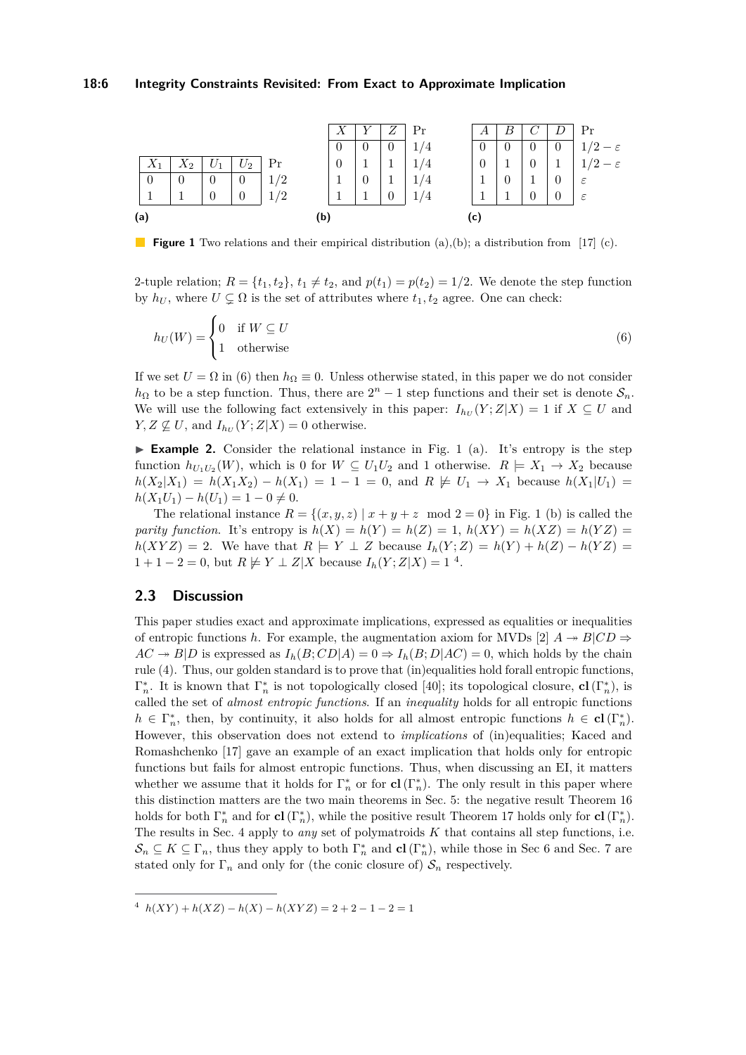| $X_1$ | $X_2$ | $U_1$ | $U_2$ | Pr |
|---|---|---|---|---|
| 0 | 0 | 0 | 0 | 1/2 |
| 1 | 1 | 0 | 0 | 1/2 |

**(a)**

| $X$ | $Y$ | $Z$ | Pr |
|---|---|---|---|
| 0 | 0 | 0 | 1/4 |
| 0 | 1 | 1 | 1/4 |
| 1 | 0 | 1 | 1/4 |
| 1 | 1 | 0 | 1/4 |

**(b)**

| $A$ | $B$ | $C$ | $D$ | Pr |
|---|---|---|---|---|
| 0 | 0 | 0 | 0 | $1/2 - \varepsilon$ |
| 0 | 1 | 0 | 1 | $1/2 - \varepsilon$ |
| 1 | 0 | 1 | 0 | $\varepsilon$ |
| 1 | 1 | 0 | 0 | $\varepsilon$ |

**(c)**

**Figure 1** Two relations and their empirical distribution (a),(b); a distribution from [17] (c).

2-tuple relation; $R = \{t_1, t_2\}$, $t_1 \neq t_2$, and $p(t_1) = p(t_2) = 1/2$. We denote the step function by $h_U$, where $U \subsetneq \Omega$ is the set of attributes where $t_1, t_2$ agree. One can check:

$$h_U(W) = \begin{cases} 0 & \text{if } W \subseteq U \\ 1 & \text{otherwise} \end{cases} \tag{6}$$

If we set $U = \Omega$ in (6) then $h_\Omega \equiv 0$. Unless otherwise stated, in this paper we do not consider $h_\Omega$ to be a step function. Thus, there are $2^n - 1$ step functions and their set is denote $\mathcal{S}_n$. We will use the following fact extensively in this paper: $I_{h_U}(Y; Z|X) = 1$ if $X \subseteq U$ and $Y, Z \not\subseteq U$, and $I_{h_U}(Y; Z|X) = 0$ otherwise.

▶ **Example 2.** Consider the relational instance in Fig. 1 (a). It's entropy is the step function $h_{U_1U_2}(W)$, which is 0 for $W \subseteq U_1U_2$ and 1 otherwise. $R \models X_1 \to X_2$ because $h(X_2|X_1) = h(X_1X_2) - h(X_1) = 1 - 1 = 0$, and $R \not\models U_1 \to X_1$ because $h(X_1|U_1) = h(X_1U_1) - h(U_1) = 1 - 0 \neq 0$.

The relational instance $R = \{(x, y, z) \mid x + y + z \mod 2 = 0\}$ in Fig. 1 (b) is called the *parity function*. It's entropy is $h(X) = h(Y) = h(Z) = 1$, $h(XY) = h(XZ) = h(YZ) = h(XYZ) = 2$. We have that $R \models Y \perp Z$ because $I_h(Y; Z) = h(Y) + h(Z) - h(YZ) = 1 + 1 - 2 = 0$, but $R \not\models Y \perp Z|X$ because $I_h(Y; Z|X) = 1$ [4].

## 2.3 Discussion

This paper studies exact and approximate implications, expressed as equalities or inequalities of entropic functions $h$. For example, the augmentation axiom for MVDs [2] $A \twoheadrightarrow B|CD \Rightarrow AC \twoheadrightarrow B|D$ is expressed as $I_h(B; CD|A) = 0 \Rightarrow I_h(B; D|AC) = 0$, which holds by the chain rule (4). Thus, our golden standard is to prove that (in)equalities hold forall entropic functions, $\Gamma_n^*$. It is known that $\Gamma_n^*$ is not topologically closed [40]; its topological closure, $\mathbf{cl}(\Gamma_n^*)$, is called the set of *almost entropic functions*. If an *inequality* holds for all entropic functions $h \in \Gamma_n^*$, then, by continuity, it also holds for all almost entropic functions $h \in \mathbf{cl}(\Gamma_n^*)$. However, this observation does not extend to *implications* of (in)equalities; Kaced and Romashchenko [17] gave an example of an exact implication that holds only for entropic functions but fails for almost entropic functions. Thus, when discussing an EI, it matters whether we assume that it holds for $\Gamma_n^*$ or for $\mathbf{cl}(\Gamma_n^*)$. The only result in this paper where this distinction matters are the two main theorems in Sec. 5: the negative result Theorem 16 holds for both $\Gamma_n^*$ and for $\mathbf{cl}(\Gamma_n^*)$, while the positive result Theorem 17 holds only for $\mathbf{cl}(\Gamma_n^*)$. The results in Sec. 4 apply to *any* set of polymatroids $K$ that contains all step functions, i.e. $\mathcal{S}_n \subseteq K \subseteq \Gamma_n$, thus they apply to both $\Gamma_n^*$ and $\mathbf{cl}(\Gamma_n^*)$, while those in Sec 6 and Sec. 7 are stated only for $\Gamma_n$ and only for (the conic closure of) $\mathcal{S}_n$ respectively.

[4] $h(XY) + h(XZ) - h(X) - h(XYZ) = 2 + 2 - 1 - 2 = 1$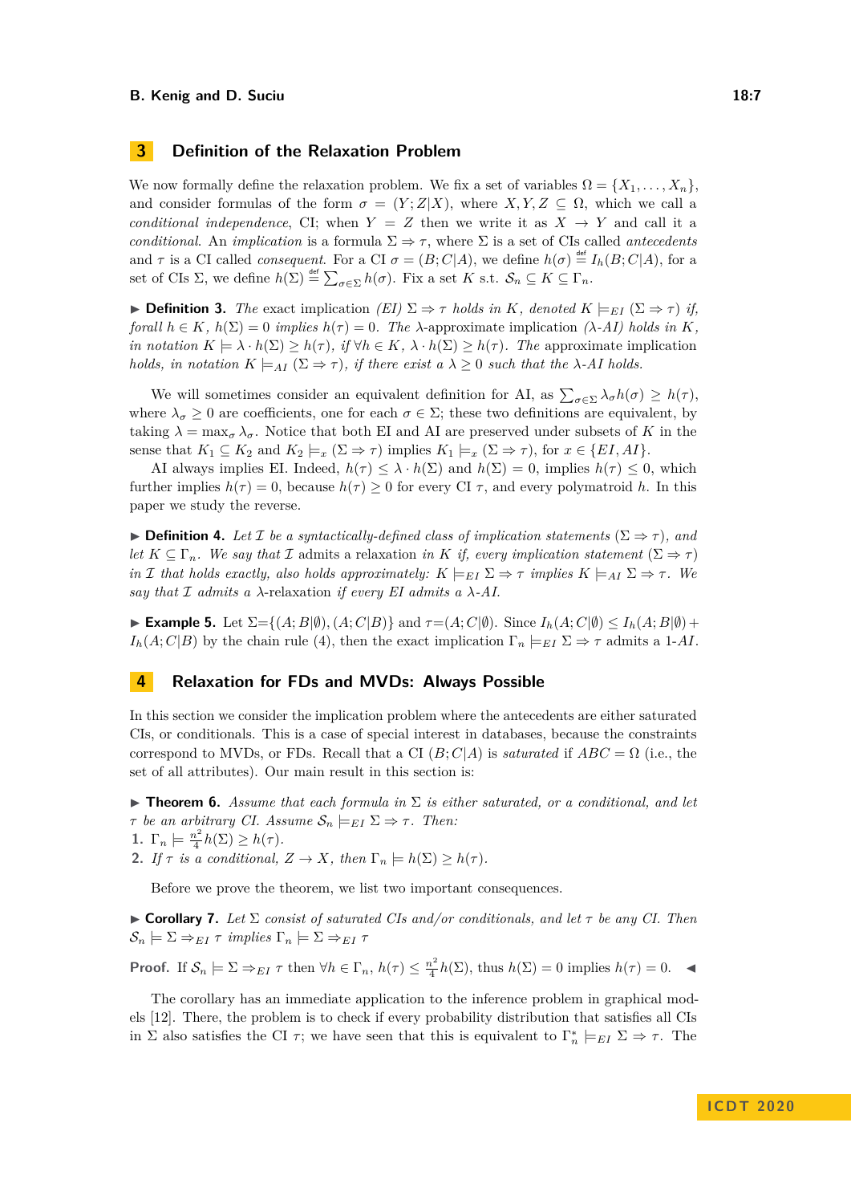## 3 Definition of the Relaxation Problem

We now formally define the relaxation problem. We fix a set of variables $\Omega = \{X_1, \ldots, X_n\}$, and consider formulas of the form $\sigma = (Y; Z|X)$, where $X, Y, Z \subseteq \Omega$, which we call a *conditional independence*, CI; when $Y = Z$ then we write it as $X \to Y$ and call it a *conditional*. An *implication* is a formula $\Sigma \Rightarrow \tau$, where $\Sigma$ is a set of CIs called *antecedents* and $\tau$ is a CI called *consequent*. For a CI $\sigma = (B; C|A)$, we define $h(\sigma) \stackrel{\text{def}}{=} I_h(B; C|A)$, for a set of CIs $\Sigma$, we define $h(\Sigma) \stackrel{\text{def}}{=} \sum_{\sigma \in \Sigma} h(\sigma)$. Fix a set $K$ s.t. $\mathcal{S}_n \subseteq K \subseteq \Gamma_n$.

▶ **Definition 3.** *The* exact implication *(EI) $\Sigma \Rightarrow \tau$ holds in $K$, denoted $K \models_{EI} (\Sigma \Rightarrow \tau)$ if, forall $h \in K$, $h(\Sigma) = 0$ implies $h(\tau) = 0$. The* $\lambda$-approximate implication *($\lambda$-AI) holds in $K$, in notation $K \models \lambda \cdot h(\Sigma) \geq h(\tau)$, if $\forall h \in K$, $\lambda \cdot h(\Sigma) \geq h(\tau)$. The* approximate implication *holds, in notation $K \models_{AI} (\Sigma \Rightarrow \tau)$, if there exist a $\lambda \geq 0$ such that the $\lambda$-AI holds.*

We will sometimes consider an equivalent definition for AI, as $\sum_{\sigma \in \Sigma} \lambda_\sigma h(\sigma) \geq h(\tau)$, where $\lambda_\sigma \geq 0$ are coefficients, one for each $\sigma \in \Sigma$; these two definitions are equivalent, by taking $\lambda = \max_\sigma \lambda_\sigma$. Notice that both EI and AI are preserved under subsets of $K$ in the sense that $K_1 \subseteq K_2$ and $K_2 \models_x (\Sigma \Rightarrow \tau)$ implies $K_1 \models_x (\Sigma \Rightarrow \tau)$, for $x \in \{EI, AI\}$.

AI always implies EI. Indeed, $h(\tau) \leq \lambda \cdot h(\Sigma)$ and $h(\Sigma) = 0$, implies $h(\tau) \leq 0$, which further implies $h(\tau) = 0$, because $h(\tau) \geq 0$ for every CI $\tau$, and every polymatroid $h$. In this paper we study the reverse.

▶ **Definition 4.** *Let $\mathcal{I}$ be a syntactically-defined class of implication statements $(\Sigma \Rightarrow \tau)$, and let $K \subseteq \Gamma_n$. We say that $\mathcal{I}$* admits a relaxation *in $K$ if, every implication statement $(\Sigma \Rightarrow \tau)$ in $\mathcal{I}$ that holds exactly, also holds approximately: $K \models_{EI} \Sigma \Rightarrow \tau$ implies $K \models_{AI} \Sigma \Rightarrow \tau$. We say that $\mathcal{I}$ admits a* $\lambda$-relaxation *if every EI admits a $\lambda$-AI.*

▶ **Example 5.** Let $\Sigma = \{(A; B|\emptyset), (A; C|B)\}$ and $\tau = (A; C|\emptyset)$. Since $I_h(A; C|\emptyset) \leq I_h(A; B|\emptyset) + I_h(A; C|B)$ by the chain rule (4), then the exact implication $\Gamma_n \models_{EI} \Sigma \Rightarrow \tau$ admits a 1-*AI*.

## 4 Relaxation for FDs and MVDs: Always Possible

In this section we consider the implication problem where the antecedents are either saturated CIs, or conditionals. This is a case of special interest in databases, because the constraints correspond to MVDs, or FDs. Recall that a CI $(B; C|A)$ is *saturated* if $ABC = \Omega$ (i.e., the set of all attributes). Our main result in this section is:

▶ **Theorem 6.** *Assume that each formula in $\Sigma$ is either saturated, or a conditional, and let $\tau$ be an arbitrary CI. Assume $\mathcal{S}_n \models_{EI} \Sigma \Rightarrow \tau$. Then:*

1. $\Gamma_n \models \frac{n^2}{4} h(\Sigma) \geq h(\tau)$.
2. *If $\tau$ is a conditional, $Z \to X$, then $\Gamma_n \models h(\Sigma) \geq h(\tau)$.*

Before we prove the theorem, we list two important consequences.

▶ **Corollary 7.** *Let $\Sigma$ consist of saturated CIs and/or conditionals, and let $\tau$ be any CI. Then $\mathcal{S}_n \models \Sigma \Rightarrow_{EI} \tau$ implies $\Gamma_n \models \Sigma \Rightarrow_{EI} \tau$*

**Proof.** If $\mathcal{S}_n \models \Sigma \Rightarrow_{EI} \tau$ then $\forall h \in \Gamma_n$, $h(\tau) \leq \frac{n^2}{4} h(\Sigma)$, thus $h(\Sigma) = 0$ implies $h(\tau) = 0$. ◀

The corollary has an immediate application to the inference problem in graphical models [12]. There, the problem is to check if every probability distribution that satisfies all CIs in $\Sigma$ also satisfies the CI $\tau$; we have seen that this is equivalent to $\Gamma_n^* \models_{EI} \Sigma \Rightarrow \tau$. The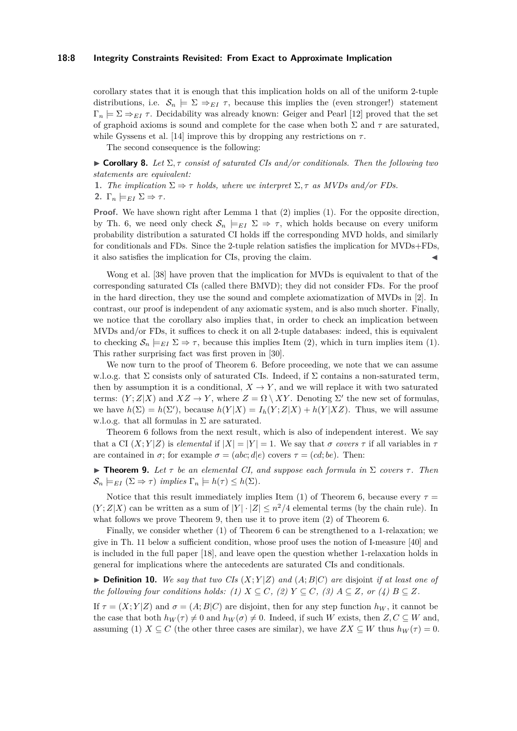corollary states that it is enough that this implication holds on all of the uniform 2-tuple distributions, i.e. $\mathcal{S}_n \models \Sigma \Rightarrow_{EI} \tau$, because this implies the (even stronger!) statement $\Gamma_n \models \Sigma \Rightarrow_{EI} \tau$. Decidability was already known: Geiger and Pearl [12] proved that the set of graphoid axioms is sound and complete for the case when both $\Sigma$ and $\tau$ are saturated, while Gyssens et al. [14] improve this by dropping any restrictions on $\tau$.

The second consequence is the following:

▶ **Corollary 8.** *Let $\Sigma, \tau$ consist of saturated CIs and/or conditionals. Then the following two statements are equivalent:*

1. *The implication $\Sigma \Rightarrow \tau$ holds, where we interpret $\Sigma, \tau$ as MVDs and/or FDs.*
2. $\Gamma_n \models_{EI} \Sigma \Rightarrow \tau$.

**Proof.** We have shown right after Lemma 1 that (2) implies (1). For the opposite direction, by Th. 6, we need only check $\mathcal{S}_n \models_{EI} \Sigma \Rightarrow \tau$, which holds because on every uniform probability distribution a saturated CI holds iff the corresponding MVD holds, and similarly for conditionals and FDs. Since the 2-tuple relation satisfies the implication for MVDs+FDs, it also satisfies the implication for CIs, proving the claim. ◀

Wong et al. [38] have proven that the implication for MVDs is equivalent to that of the corresponding saturated CIs (called there BMVD); they did not consider FDs. For the proof in the hard direction, they use the sound and complete axiomatization of MVDs in [2]. In contrast, our proof is independent of any axiomatic system, and is also much shorter. Finally, we notice that the corollary also implies that, in order to check an implication between MVDs and/or FDs, it suffices to check it on all 2-tuple databases: indeed, this is equivalent to checking $\mathcal{S}_n \models_{EI} \Sigma \Rightarrow \tau$, because this implies Item (2), which in turn implies item (1). This rather surprising fact was first proven in [30].

We now turn to the proof of Theorem 6. Before proceeding, we note that we can assume w.l.o.g. that $\Sigma$ consists only of saturated CIs. Indeed, if $\Sigma$ contains a non-saturated term, then by assumption it is a conditional, $X \to Y$, and we will replace it with two saturated terms: $(Y;Z|X)$ and $XZ \to Y$, where $Z = \Omega \setminus XY$. Denoting $\Sigma'$ the new set of formulas, we have $h(\Sigma) = h(\Sigma')$, because $h(Y|X) = I_h(Y;Z|X) + h(Y|XZ)$. Thus, we will assume w.l.o.g. that all formulas in $\Sigma$ are saturated.

Theorem 6 follows from the next result, which is also of independent interest. We say that a CI $(X;Y|Z)$ is *elemental* if $|X| = |Y| = 1$. We say that $\sigma$ *covers* $\tau$ if all variables in $\tau$ are contained in $\sigma$; for example $\sigma = (abc;d|e)$ covers $\tau = (cd;be)$. Then:

▶ **Theorem 9.** *Let $\tau$ be an elemental CI, and suppose each formula in $\Sigma$ covers $\tau$. Then $\mathcal{S}_n \models_{EI} (\Sigma \Rightarrow \tau)$ implies $\Gamma_n \models h(\tau) \leq h(\Sigma)$.*

Notice that this result immediately implies Item (1) of Theorem 6, because every $\tau = (Y;Z|X)$ can be written as a sum of $|Y| \cdot |Z| \leq n^2/4$ elemental terms (by the chain rule). In what follows we prove Theorem 9, then use it to prove item (2) of Theorem 6.

Finally, we consider whether (1) of Theorem 6 can be strengthened to a 1-relaxation; we give in Th. 11 below a sufficient condition, whose proof uses the notion of I-measure [40] and is included in the full paper [18], and leave open the question whether 1-relaxation holds in general for implications where the antecedents are saturated CIs and conditionals.

▶ **Definition 10.** *We say that two CIs $(X;Y|Z)$ and $(A;B|C)$ are* disjoint *if at least one of the following four conditions holds: (1) $X \subseteq C$, (2) $Y \subseteq C$, (3) $A \subseteq Z$, or (4) $B \subseteq Z$.*

If $\tau = (X;Y|Z)$ and $\sigma = (A;B|C)$ are disjoint, then for any step function $h_W$, it cannot be the case that both $h_W(\tau) \neq 0$ and $h_W(\sigma) \neq 0$. Indeed, if such $W$ exists, then $Z, C \subseteq W$ and, assuming (1) $X \subseteq C$ (the other three cases are similar), we have $ZX \subseteq W$ thus $h_W(\tau) = 0$.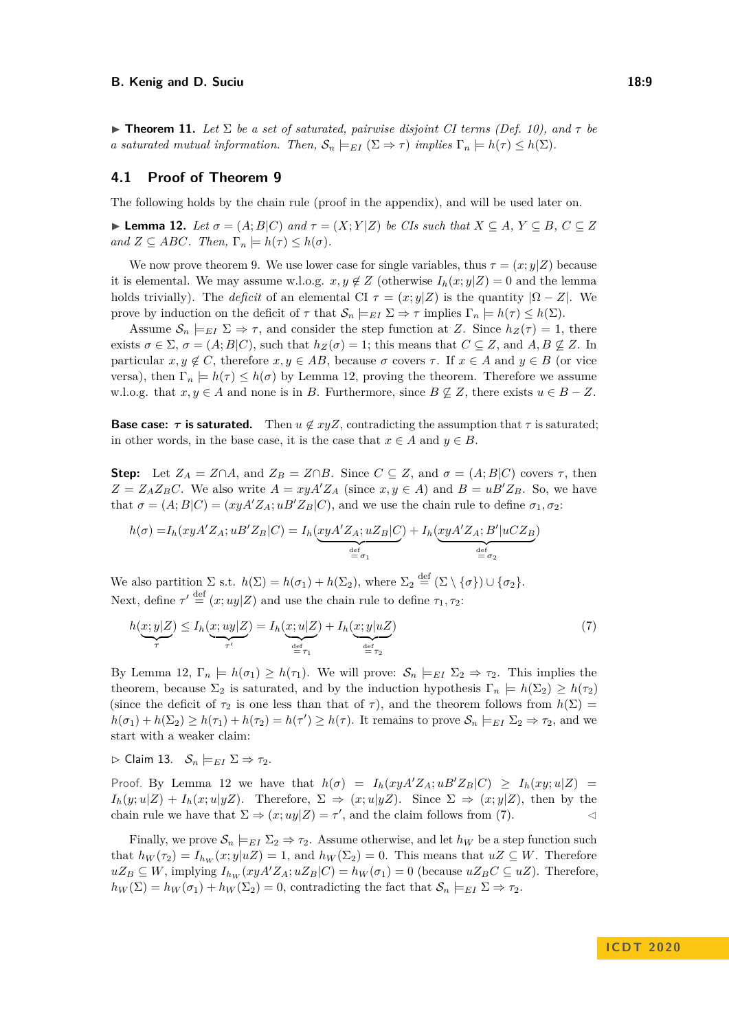▶ **Theorem 11.** *Let $\Sigma$ be a set of saturated, pairwise disjoint CI terms (Def. 10), and $\tau$ be a saturated mutual information. Then, $\mathcal{S}_n \models_{EI} (\Sigma \Rightarrow \tau)$ implies $\Gamma_n \models h(\tau) \leq h(\Sigma)$.*

## 4.1 Proof of Theorem 9

The following holds by the chain rule (proof in the appendix), and will be used later on.

▶ **Lemma 12.** *Let $\sigma = (A; B|C)$ and $\tau = (X; Y|Z)$ be CIs such that $X \subseteq A$, $Y \subseteq B$, $C \subseteq Z$ and $Z \subseteq ABC$. Then, $\Gamma_n \models h(\tau) \leq h(\sigma)$.*

We now prove theorem 9. We use lower case for single variables, thus $\tau = (x; y|Z)$ because it is elemental. We may assume w.l.o.g. $x, y \notin Z$ (otherwise $I_h(x; y|Z) = 0$ and the lemma holds trivially). The *deficit* of an elemental CI $\tau = (x; y|Z)$ is the quantity $|\Omega - Z|$. We prove by induction on the deficit of $\tau$ that $\mathcal{S}_n \models_{EI} \Sigma \Rightarrow \tau$ implies $\Gamma_n \models h(\tau) \leq h(\Sigma)$.

Assume $\mathcal{S}_n \models_{EI} \Sigma \Rightarrow \tau$, and consider the step function at $Z$. Since $h_Z(\tau) = 1$, there exists $\sigma \in \Sigma$, $\sigma = (A; B|C)$, such that $h_Z(\sigma) = 1$; this means that $C \subseteq Z$, and $A, B \not\subseteq Z$. In particular $x, y \notin C$, therefore $x, y \in AB$, because $\sigma$ covers $\tau$. If $x \in A$ and $y \in B$ (or vice versa), then $\Gamma_n \models h(\tau) \leq h(\sigma)$ by Lemma 12, proving the theorem. Therefore we assume w.l.o.g. that $x, y \in A$ and none is in $B$. Furthermore, since $B \not\subseteq Z$, there exists $u \in B - Z$.

**Base case: $\tau$ is saturated.** Then $u \notin xyZ$, contradicting the assumption that $\tau$ is saturated; in other words, in the base case, it is the case that $x \in A$ and $y \in B$.

**Step:** Let $Z_A = Z \cap A$, and $Z_B = Z \cap B$. Since $C \subseteq Z$, and $\sigma = (A; B|C)$ covers $\tau$, then $Z = Z_A Z_B C$. We also write $A = xyA'Z_A$ (since $x, y \in A$) and $B = uB'Z_B$. So, we have that $\sigma = (A; B|C) = (xyA'Z_A; uB'Z_B|C)$, and we use the chain rule to define $\sigma_1, \sigma_2$:

$$h(\sigma) = I_h(xyA'Z_A; uB'Z_B|C) = I_h(\underbrace{xyA'Z_A; uZ_B|C}_{\stackrel{\text{def}}{=} \sigma_1}) + I_h(\underbrace{xyA'Z_A; B'|uCZ_B}_{\stackrel{\text{def}}{=} \sigma_2})$$

We also partition $\Sigma$ s.t. $h(\Sigma) = h(\sigma_1) + h(\Sigma_2)$, where $\Sigma_2 \stackrel{\text{def}}{=} (\Sigma \setminus \{\sigma\}) \cup \{\sigma_2\}$.
Next, define $\tau' \stackrel{\text{def}}{=} (x; uy|Z)$ and use the chain rule to define $\tau_1, \tau_2$:

$$h(\underbrace{x; y|Z}_{\tau}) \leq I_h(\underbrace{x; uy|Z}_{\tau'}) = I_h(\underbrace{x; u|Z}_{\stackrel{\text{def}}{=} \tau_1}) + I_h(\underbrace{x; y|uZ}_{\stackrel{\text{def}}{=} \tau_2}) \tag{7}$$

By Lemma 12, $\Gamma_n \models h(\sigma_1) \geq h(\tau_1)$. We will prove: $\mathcal{S}_n \models_{EI} \Sigma_2 \Rightarrow \tau_2$. This implies the theorem, because $\Sigma_2$ is saturated, and by the induction hypothesis $\Gamma_n \models h(\Sigma_2) \geq h(\tau_2)$ (since the deficit of $\tau_2$ is one less than that of $\tau$), and the theorem follows from $h(\Sigma) = h(\sigma_1) + h(\Sigma_2) \geq h(\tau_1) + h(\tau_2) = h(\tau') \geq h(\tau)$. It remains to prove $\mathcal{S}_n \models_{EI} \Sigma_2 \Rightarrow \tau_2$, and we start with a weaker claim:

▷ Claim 13. $\mathcal{S}_n \models_{EI} \Sigma \Rightarrow \tau_2$.

Proof. By Lemma 12 we have that $h(\sigma) = I_h(xyA'Z_A; uB'Z_B|C) \geq I_h(xy; u|Z) = I_h(y; u|Z) + I_h(x; u|yZ)$. Therefore, $\Sigma \Rightarrow (x; u|yZ)$. Since $\Sigma \Rightarrow (x; y|Z)$, then by the chain rule we have that $\Sigma \Rightarrow (x; uy|Z) = \tau'$, and the claim follows from (7). ◁

Finally, we prove $\mathcal{S}_n \models_{EI} \Sigma_2 \Rightarrow \tau_2$. Assume otherwise, and let $h_W$ be a step function such that $h_W(\tau_2) = I_{h_W}(x; y|uZ) = 1$, and $h_W(\Sigma_2) = 0$. This means that $uZ \subseteq W$. Therefore $uZ_B \subseteq W$, implying $I_{h_W}(xyA'Z_A; uZ_B|C) = h_W(\sigma_1) = 0$ (because $uZ_BC \subseteq uZ$). Therefore, $h_W(\Sigma) = h_W(\sigma_1) + h_W(\Sigma_2) = 0$, contradicting the fact that $\mathcal{S}_n \models_{EI} \Sigma \Rightarrow \tau_2$.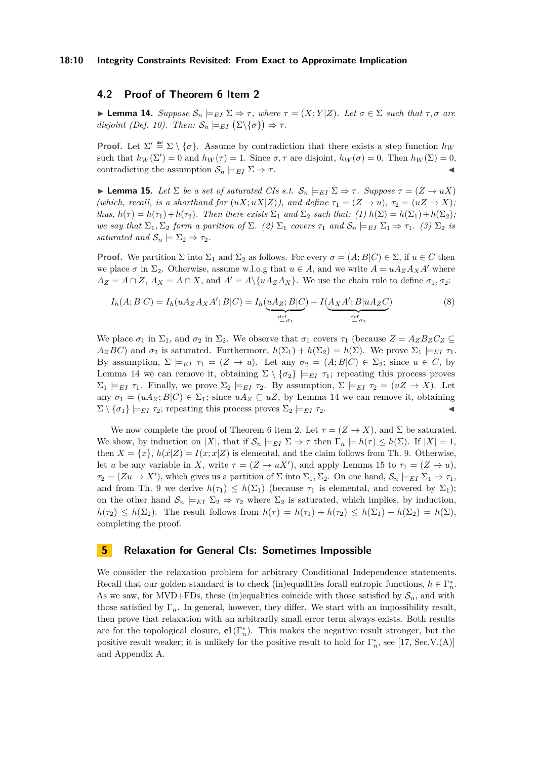## 4.2 Proof of Theorem 6 Item 2

▶ **Lemma 14.** *Suppose $\mathcal{S}_n \models_{EI} \Sigma \Rightarrow \tau$, where $\tau = (X;Y|Z)$. Let $\sigma \in \Sigma$ such that $\tau, \sigma$ are disjoint (Def. 10). Then: $\mathcal{S}_n \models_{EI} (\Sigma \backslash \{\sigma\}) \Rightarrow \tau$.*

**Proof.** Let $\Sigma' \stackrel{\text{def}}{=} \Sigma \setminus \{\sigma\}$. Assume by contradiction that there exists a step function $h_W$ such that $h_W(\Sigma') = 0$ and $h_W(\tau) = 1$. Since $\sigma, \tau$ are disjoint, $h_W(\sigma) = 0$. Then $h_W(\Sigma) = 0$, contradicting the assumption $\mathcal{S}_n \models_{EI} \Sigma \Rightarrow \tau$. ◀

▶ **Lemma 15.** *Let $\Sigma$ be a set of saturated CIs s.t. $\mathcal{S}_n \models_{EI} \Sigma \Rightarrow \tau$. Suppose $\tau = (Z \to uX)$ (which, recall, is a shorthand for $(uX; uX|Z)$), and define $\tau_1 = (Z \to u)$, $\tau_2 = (uZ \to X)$; thus, $h(\tau) = h(\tau_1) + h(\tau_2)$. Then there exists $\Sigma_1$ and $\Sigma_2$ such that: (1) $h(\Sigma) = h(\Sigma_1) + h(\Sigma_2)$; we say that $\Sigma_1, \Sigma_2$ form a parition of $\Sigma$. (2) $\Sigma_1$ covers $\tau_1$ and $\mathcal{S}_n \models_{EI} \Sigma_1 \Rightarrow \tau_1$. (3) $\Sigma_2$ is saturated and $\mathcal{S}_n \models \Sigma_2 \Rightarrow \tau_2$.*

**Proof.** We partition $\Sigma$ into $\Sigma_1$ and $\Sigma_2$ as follows. For every $\sigma = (A; B|C) \in \Sigma$, if $u \in C$ then we place $\sigma$ in $\Sigma_2$. Otherwise, assume w.l.o.g that $u \in A$, and we write $A = uA_ZA_XA'$ where $A_Z = A \cap Z$, $A_X = A \cap X$, and $A' = A \backslash \{uA_ZA_X\}$. We use the chain rule to define $\sigma_1, \sigma_2$:

$$I_h(A;B|C) = I_h(uA_ZA_XA';B|C) = I_h(\underbrace{uA_Z;B|C}_{\stackrel{\text{def}}{=}\sigma_1}) + I(\underbrace{A_XA';B|uA_ZC}_{\stackrel{\text{def}}{=}\sigma_2}) \tag{8}$$

We place $\sigma_1$ in $\Sigma_1$, and $\sigma_2$ in $\Sigma_2$. We observe that $\sigma_1$ covers $\tau_1$ (because $Z = A_ZB_ZC_Z \subseteq A_ZBC$) and $\sigma_2$ is saturated. Furthermore, $h(\Sigma_1) + h(\Sigma_2) = h(\Sigma)$. We prove $\Sigma_1 \models_{EI} \tau_1$. By assumption, $\Sigma \models_{EI} \tau_1 = (Z \to u)$. Let any $\sigma_2 = (A; B|C) \in \Sigma_2$; since $u \in C$, by Lemma 14 we can remove it, obtaining $\Sigma \setminus \{\sigma_2\} \models_{EI} \tau_1$; repeating this process proves $\Sigma_1 \models_{EI} \tau_1$. Finally, we prove $\Sigma_2 \models_{EI} \tau_2$. By assumption, $\Sigma \models_{EI} \tau_2 = (uZ \to X)$. Let any $\sigma_1 = (uA_Z; B|C) \in \Sigma_1$; since $uA_Z \subseteq uZ$, by Lemma 14 we can remove it, obtaining $\Sigma \setminus \{\sigma_1\} \models_{EI} \tau_2$; repeating this process proves $\Sigma_2 \models_{EI} \tau_2$. ◀

We now complete the proof of Theorem 6 item 2. Let $\tau = (Z \to X)$, and $\Sigma$ be saturated. We show, by induction on $|X|$, that if $\mathcal{S}_n \models_{EI} \Sigma \Rightarrow \tau$ then $\Gamma_n \models h(\tau) \leq h(\Sigma)$. If $|X| = 1$, then $X = \{x\}$, $h(x|Z) = I(x; x|Z)$ is elemental, and the claim follows from Th. 9. Otherwise, let $u$ be any variable in $X$, write $\tau = (Z \to uX')$, and apply Lemma 15 to $\tau_1 = (Z \to u)$, $\tau_2 = (Zu \to X')$, which gives us a partition of $\Sigma$ into $\Sigma_1, \Sigma_2$. On one hand, $\mathcal{S}_n \models_{EI} \Sigma_1 \Rightarrow \tau_1$, and from Th. 9 we derive $h(\tau_1) \leq h(\Sigma_1)$ (because $\tau_1$ is elemental, and covered by $\Sigma_1$); on the other hand $\mathcal{S}_n \models_{EI} \Sigma_2 \Rightarrow \tau_2$ where $\Sigma_2$ is saturated, which implies, by induction, $h(\tau_2) \leq h(\Sigma_2)$. The result follows from $h(\tau) = h(\tau_1) + h(\tau_2) \leq h(\Sigma_1) + h(\Sigma_2) = h(\Sigma)$, completing the proof.

# 5 Relaxation for General CIs: Sometimes Impossible

We consider the relaxation problem for arbitrary Conditional Independence statements. Recall that our golden standard is to check (in)equalities forall entropic functions, $h \in \Gamma_n^*$. As we saw, for MVD+FDs, these (in)equalities coincide with those satisfied by $\mathcal{S}_n$, and with those satisfied by $\Gamma_n$. In general, however, they differ. We start with an impossibility result, then prove that relaxation with an arbitrarily small error term always exists. Both results are for the topological closure, $\mathbf{cl}(\Gamma_n^*)$. This makes the negative result stronger, but the positive result weaker; it is unlikely for the positive result to hold for $\Gamma_n^*$, see [17, Sec.V.(A)] and Appendix A.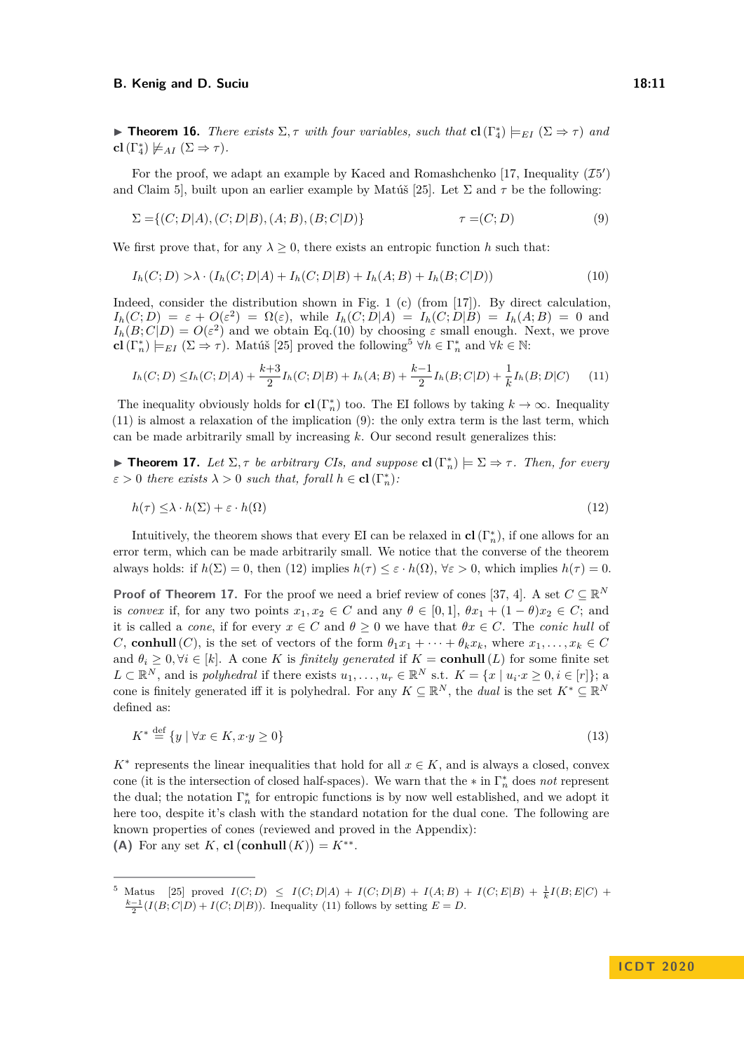▶ **Theorem 16.** *There exists* $\Sigma, \tau$ *with four variables, such that* $\mathbf{cl}(\Gamma_4^*) \models_{EI} (\Sigma \Rightarrow \tau)$ *and* $\mathbf{cl}(\Gamma_4^*) \not\models_{AI} (\Sigma \Rightarrow \tau)$.

For the proof, we adapt an example by Kaced and Romashchenko [17, Inequality ($\mathcal{I}5'$) and Claim 5], built upon an earlier example by Matúš [25]. Let $\Sigma$ and $\tau$ be the following:

$$\Sigma = \{(C;D|A), (C;D|B), (A;B), (B;C|D)\} \qquad\qquad \tau = (C;D) \tag{9}$$

We first prove that, for any $\lambda \geq 0$, there exists an entropic function $h$ such that:

$$I_h(C;D) > \lambda \cdot (I_h(C;D|A) + I_h(C;D|B) + I_h(A;B) + I_h(B;C|D)) \tag{10}$$

Indeed, consider the distribution shown in Fig. 1 (c) (from [17]). By direct calculation, $I_h(C;D) = \varepsilon + O(\varepsilon^2) = \Omega(\varepsilon)$, while $I_h(C;D|A) = I_h(C;D|B) = I_h(A;B) = 0$ and $I_h(B;C|D) = O(\varepsilon^2)$ and we obtain Eq.(10) by choosing $\varepsilon$ small enough. Next, we prove $\mathbf{cl}(\Gamma_n^*) \models_{EI} (\Sigma \Rightarrow \tau)$. Matúš [25] proved the following[5] $\forall h \in \Gamma_n^*$ and $\forall k \in \mathbb{N}$:

$$I_h(C;D) \leq I_h(C;D|A) + \frac{k+3}{2} I_h(C;D|B) + I_h(A;B) + \frac{k-1}{2} I_h(B;C|D) + \frac{1}{k} I_h(B;D|C) \tag{11}$$

The inequality obviously holds for $\mathbf{cl}(\Gamma_n^*)$ too. The EI follows by taking $k \to \infty$. Inequality (11) is almost a relaxation of the implication (9): the only extra term is the last term, which can be made arbitrarily small by increasing $k$. Our second result generalizes this:

▶ **Theorem 17.** *Let* $\Sigma, \tau$ *be arbitrary CIs, and suppose* $\mathbf{cl}(\Gamma_n^*) \models \Sigma \Rightarrow \tau$*. Then, for every* $\varepsilon > 0$ *there exists* $\lambda > 0$ *such that, forall* $h \in \mathbf{cl}(\Gamma_n^*)$*:*

$$h(\tau) \leq \lambda \cdot h(\Sigma) + \varepsilon \cdot h(\Omega) \tag{12}$$

Intuitively, the theorem shows that every EI can be relaxed in $\mathbf{cl}(\Gamma_n^*)$, if one allows for an error term, which can be made arbitrarily small. We notice that the converse of the theorem always holds: if $h(\Sigma) = 0$, then (12) implies $h(\tau) \leq \varepsilon \cdot h(\Omega)$, $\forall \varepsilon > 0$, which implies $h(\tau) = 0$.

**Proof of Theorem 17.** For the proof we need a brief review of cones [37, 4]. A set $C \subseteq \mathbb{R}^N$ is *convex* if, for any two points $x_1, x_2 \in C$ and any $\theta \in [0,1]$, $\theta x_1 + (1-\theta)x_2 \in C$; and it is called a *cone*, if for every $x \in C$ and $\theta \geq 0$ we have that $\theta x \in C$. The *conic hull* of $C$, $\mathbf{conhull}(C)$, is the set of vectors of the form $\theta_1 x_1 + \cdots + \theta_k x_k$, where $x_1, \ldots, x_k \in C$ and $\theta_i \geq 0, \forall i \in [k]$. A cone $K$ is *finitely generated* if $K = \mathbf{conhull}(L)$ for some finite set $L \subset \mathbb{R}^N$, and is *polyhedral* if there exists $u_1, \ldots, u_r \in \mathbb{R}^N$ s.t. $K = \{x \mid u_i \cdot x \geq 0, i \in [r]\}$; a cone is finitely generated iff it is polyhedral. For any $K \subseteq \mathbb{R}^N$, the *dual* is the set $K^* \subseteq \mathbb{R}^N$ defined as:

$$K^* \stackrel{\text{def}}{=} \{y \mid \forall x \in K, x \cdot y \geq 0\} \tag{13}$$

$K^*$ represents the linear inequalities that hold for all $x \in K$, and is always a closed, convex cone (it is the intersection of closed half-spaces). We warn that the $*$ in $\Gamma_n^*$ does *not* represent the dual; the notation $\Gamma_n^*$ for entropic functions is by now well established, and we adopt it here too, despite it's clash with the standard notation for the dual cone. The following are known properties of cones (reviewed and proved in the Appendix):

**(A)** For any set $K$, $\mathbf{cl}(\mathbf{conhull}(K)) = K^{**}$.

---

[5] Matus [25] proved $I(C;D) \leq I(C;D|A) + I(C;D|B) + I(A;B) + I(C;E|B) + \frac{1}{k} I(B;E|C) + \frac{k-1}{2}(I(B;C|D) + I(C;D|B))$. Inequality (11) follows by setting $E = D$.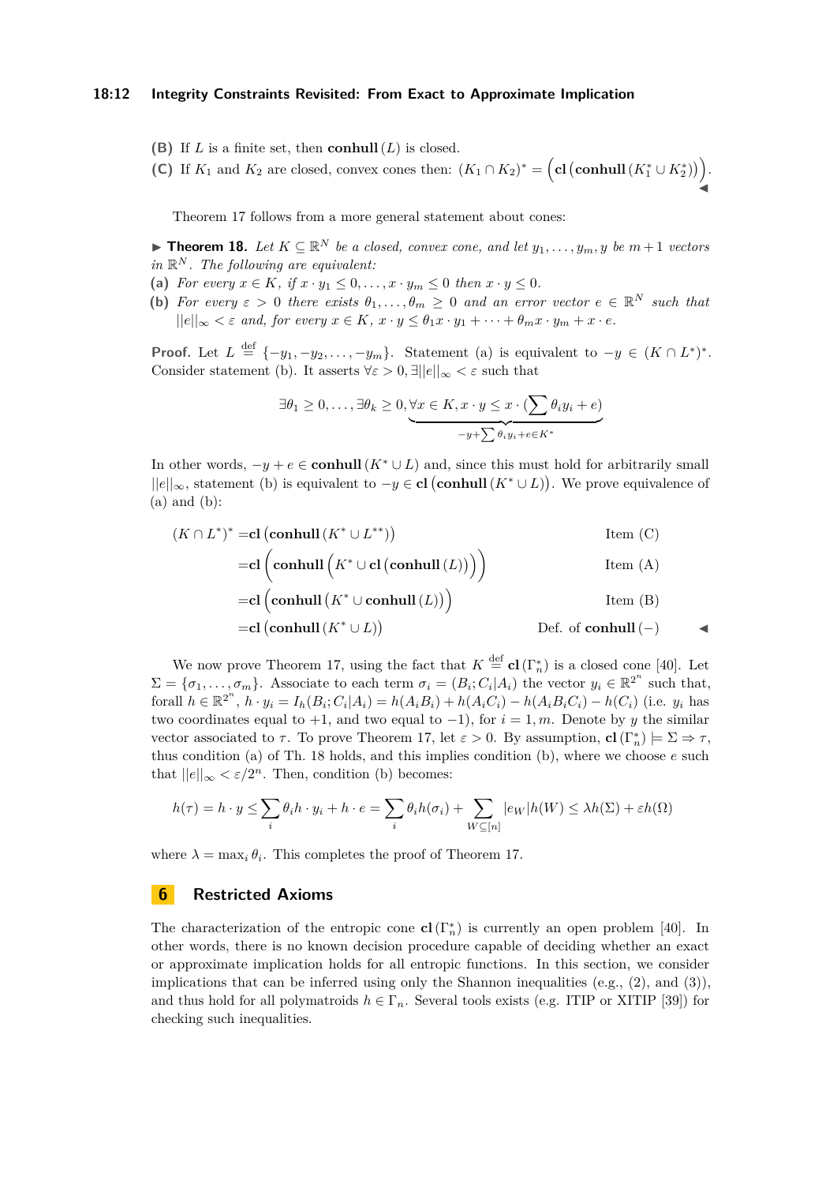**(B)** If $L$ is a finite set, then $\mathbf{conhull}(L)$ is closed.

**(C)** If $K_1$ and $K_2$ are closed, convex cones then: $(K_1 \cap K_2)^* = \Big(\mathbf{cl}\left(\mathbf{conhull}\left(K_1^* \cup K_2^*\right)\right)\Big)$. ◀

Theorem 17 follows from a more general statement about cones:

▶ **Theorem 18.** *Let $K \subseteq \mathbb{R}^N$ be a closed, convex cone, and let $y_1, \ldots, y_m, y$ be $m+1$ vectors in $\mathbb{R}^N$. The following are equivalent:*

**(a)** *For every $x \in K$, if $x \cdot y_1 \leq 0, \ldots, x \cdot y_m \leq 0$ then $x \cdot y \leq 0$.*

**(b)** *For every $\varepsilon > 0$ there exists $\theta_1, \ldots, \theta_m \geq 0$ and an error vector $e \in \mathbb{R}^N$ such that $||e||_\infty < \varepsilon$ and, for every $x \in K$, $x \cdot y \leq \theta_1 x \cdot y_1 + \cdots + \theta_m x \cdot y_m + x \cdot e$.*

**Proof.** Let $L \stackrel{\text{def}}{=} \{-y_1, -y_2, \ldots, -y_m\}$. Statement (a) is equivalent to $-y \in (K \cap L^*)^*$. Consider statement (b). It asserts $\forall \varepsilon > 0, \exists ||e||_\infty < \varepsilon$ such that

$$\exists \theta_1 \geq 0, \ldots, \exists \theta_k \geq 0, \underbrace{\forall x \in K, x \cdot y \leq x \cdot (\sum \theta_i y_i + e)}_{-y + \sum \theta_i y_i + e \in K^*}$$

In other words, $-y + e \in \mathbf{conhull}(K^* \cup L)$ and, since this must hold for arbitrarily small $||e||_\infty$, statement (b) is equivalent to $-y \in \mathbf{cl}\left(\mathbf{conhull}\left(K^* \cup L\right)\right)$. We prove equivalence of (a) and (b):

$$\begin{aligned}
(K \cap L^*)^* &= \mathbf{cl}\left(\mathbf{conhull}\left(K^* \cup L^{**}\right)\right) && \text{Item (C)} \\
&= \mathbf{cl}\left(\mathbf{conhull}\left(K^* \cup \mathbf{cl}\left(\mathbf{conhull}\left(L\right)\right)\right)\right) && \text{Item (A)} \\
&= \mathbf{cl}\left(\mathbf{conhull}\left(K^* \cup \mathbf{conhull}\left(L\right)\right)\right) && \text{Item (B)} \\
&= \mathbf{cl}\left(\mathbf{conhull}\left(K^* \cup L\right)\right) && \text{Def. of } \mathbf{conhull}(-)
\end{aligned}$$

◀

We now prove Theorem 17, using the fact that $K \stackrel{\text{def}}{=} \mathbf{cl}(\Gamma_n^*)$ is a closed cone [40]. Let $\Sigma = \{\sigma_1, \ldots, \sigma_m\}$. Associate to each term $\sigma_i = (B_i; C_i | A_i)$ the vector $y_i \in \mathbb{R}^{2^n}$ such that, forall $h \in \mathbb{R}^{2^n}$, $h \cdot y_i = I_h(B_i; C_i | A_i) = h(A_i B_i) + h(A_i C_i) - h(A_i B_i C_i) - h(C_i)$ (i.e. $y_i$ has two coordinates equal to $+1$, and two equal to $-1$), for $i = 1, m$. Denote by $y$ the similar vector associated to $\tau$. To prove Theorem 17, let $\varepsilon > 0$. By assumption, $\mathbf{cl}(\Gamma_n^*) \models \Sigma \Rightarrow \tau$, thus condition (a) of Th. 18 holds, and this implies condition (b), where we choose $e$ such that $||e||_\infty < \varepsilon / 2^n$. Then, condition (b) becomes:

$$h(\tau) = h \cdot y \leq \sum_i \theta_i h \cdot y_i + h \cdot e = \sum_i \theta_i h(\sigma_i) + \sum_{W \subseteq [n]} |e_W| h(W) \leq \lambda h(\Sigma) + \varepsilon h(\Omega)$$

where $\lambda = \max_i \theta_i$. This completes the proof of Theorem 17.

## 6 Restricted Axioms

The characterization of the entropic cone $\mathbf{cl}(\Gamma_n^*)$ is currently an open problem [40]. In other words, there is no known decision procedure capable of deciding whether an exact or approximate implication holds for all entropic functions. In this section, we consider implications that can be inferred using only the Shannon inequalities (e.g., (2), and (3)), and thus hold for all polymatroids $h \in \Gamma_n$. Several tools exists (e.g. ITIP or XITIP [39]) for checking such inequalities.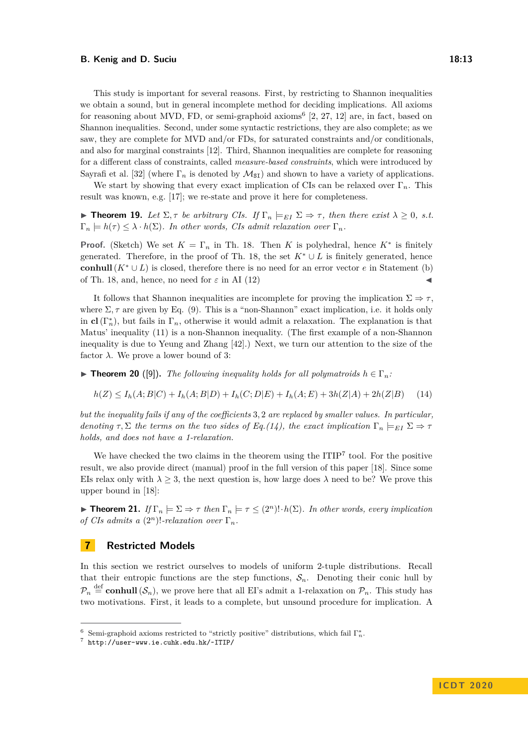This study is important for several reasons. First, by restricting to Shannon inequalities we obtain a sound, but in general incomplete method for deciding implications. All axioms for reasoning about MVD, FD, or semi-graphoid axioms[6] [2, 27, 12] are, in fact, based on Shannon inequalities. Second, under some syntactic restrictions, they are also complete; as we saw, they are complete for MVD and/or FDs, for saturated constraints and/or conditionals, and also for marginal constraints [12]. Third, Shannon inequalities are complete for reasoning for a different class of constraints, called *measure-based constraints*, which were introduced by Sayrafi et al. [32] (where $\Gamma_n$ is denoted by $\mathcal{M}_{\text{SI}}$) and shown to have a variety of applications.

We start by showing that every exact implication of CIs can be relaxed over $\Gamma_n$. This result was known, e.g. [17]; we re-state and prove it here for completeness.

▶ **Theorem 19.** *Let $\Sigma, \tau$ be arbitrary CIs. If $\Gamma_n \models_{EI} \Sigma \Rightarrow \tau$, then there exist $\lambda \geq 0$, s.t. $\Gamma_n \models h(\tau) \leq \lambda \cdot h(\Sigma)$. In other words, CIs admit relaxation over $\Gamma_n$.*

**Proof.** (Sketch) We set $K = \Gamma_n$ in Th. 18. Then $K$ is polyhedral, hence $K^*$ is finitely generated. Therefore, in the proof of Th. 18, the set $K^* \cup L$ is finitely generated, hence $\textbf{conhull}\,(K^* \cup L)$ is closed, therefore there is no need for an error vector $e$ in Statement (b) of Th. 18, and, hence, no need for $\varepsilon$ in AI (12) ◀

It follows that Shannon inequalities are incomplete for proving the implication $\Sigma \Rightarrow \tau$, where $\Sigma, \tau$ are given by Eq. (9). This is a "non-Shannon" exact implication, i.e. it holds only in $\textbf{cl}\,(\Gamma_n^*)$, but fails in $\Gamma_n$, otherwise it would admit a relaxation. The explanation is that Matus' inequality (11) is a non-Shannon inequality. (The first example of a non-Shannon inequality is due to Yeung and Zhang [42].) Next, we turn our attention to the size of the factor $\lambda$. We prove a lower bound of 3:

▶ **Theorem 20** ([9]). *The following inequality holds for all polymatroids $h \in \Gamma_n$:*

$$h(Z) \leq I_h(A;B|C) + I_h(A;B|D) + I_h(C;D|E) + I_h(A;E) + 3h(Z|A) + 2h(Z|B) \qquad (14)$$

*but the inequality fails if any of the coefficients $3, 2$ are replaced by smaller values. In particular, denoting $\tau, \Sigma$ the terms on the two sides of Eq.(14), the exact implication $\Gamma_n \models_{EI} \Sigma \Rightarrow \tau$ holds, and does not have a 1-relaxation.*

We have checked the two claims in the theorem using the ITIP[7] tool. For the positive result, we also provide direct (manual) proof in the full version of this paper [18]. Since some EIs relax only with $\lambda \geq 3$, the next question is, how large does $\lambda$ need to be? We prove this upper bound in [18]:

▶ **Theorem 21.** *If $\Gamma_n \models \Sigma \Rightarrow \tau$ then $\Gamma_n \models \tau \leq (2^n)! \cdot h(\Sigma)$. In other words, every implication of CIs admits a $(2^n)!$-relaxation over $\Gamma_n$.*

## 7 Restricted Models

In this section we restrict ourselves to models of uniform 2-tuple distributions. Recall that their entropic functions are the step functions, $\mathcal{S}_n$. Denoting their conic hull by $\mathcal{P}_n \stackrel{\text{def}}{=} \textbf{conhull}\,(\mathcal{S}_n)$, we prove here that all EI's admit a 1-relaxation on $\mathcal{P}_n$. This study has two motivations. First, it leads to a complete, but unsound procedure for implication. A

---

[6] Semi-graphoid axioms restricted to "strictly positive" distributions, which fail $\Gamma_n^*$.

[7] http://user-www.ie.cuhk.edu.hk/~ITIP/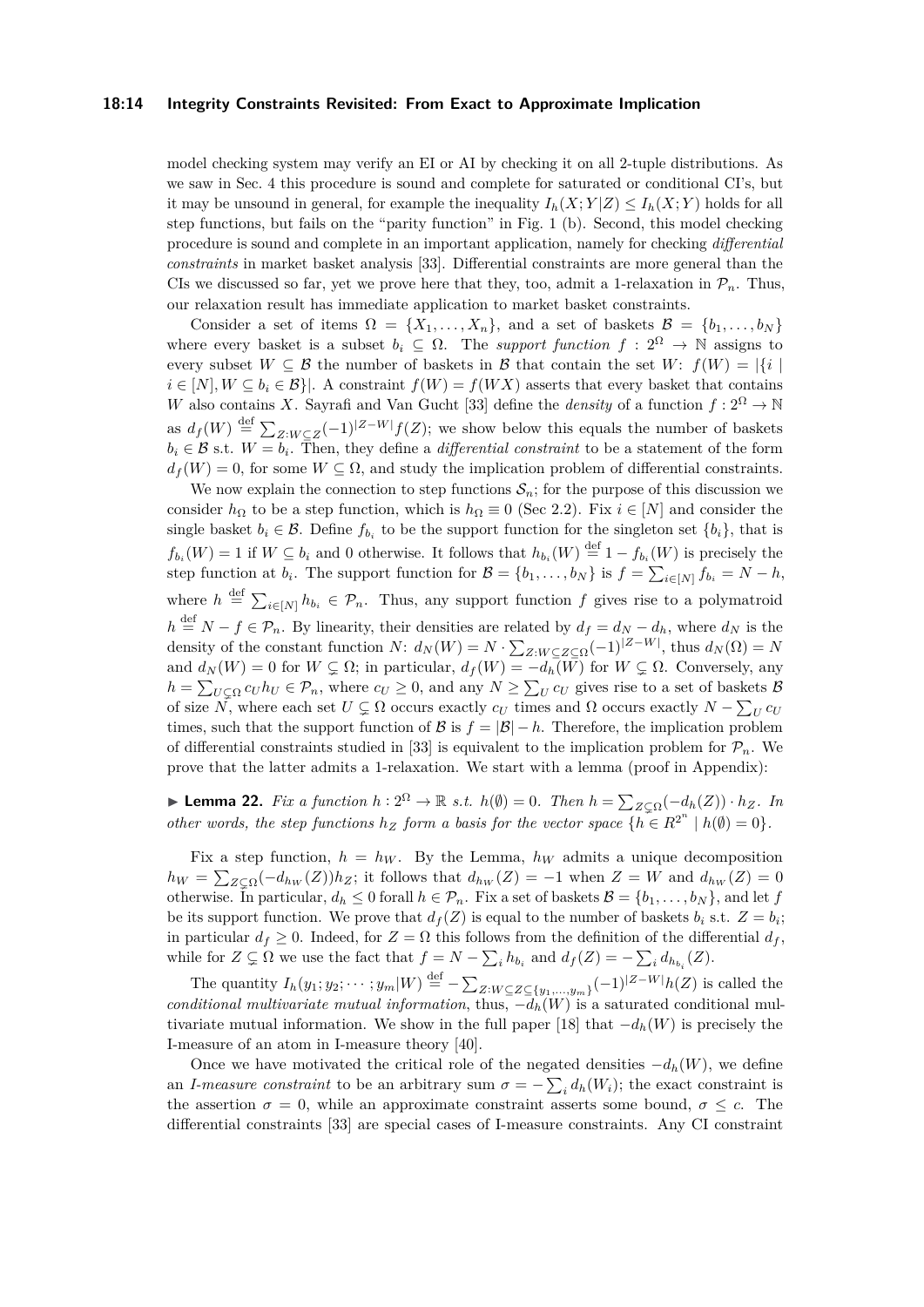model checking system may verify an EI or AI by checking it on all 2-tuple distributions. As we saw in Sec. 4 this procedure is sound and complete for saturated or conditional CI's, but it may be unsound in general, for example the inequality $I_h(X;Y|Z) \leq I_h(X;Y)$ holds for all step functions, but fails on the "parity function" in Fig. 1 (b). Second, this model checking procedure is sound and complete in an important application, namely for checking *differential constraints* in market basket analysis [33]. Differential constraints are more general than the CIs we discussed so far, yet we prove here that they, too, admit a 1-relaxation in $\mathcal{P}_n$. Thus, our relaxation result has immediate application to market basket constraints.

Consider a set of items $\Omega = \{X_1, \ldots, X_n\}$, and a set of baskets $\mathcal{B} = \{b_1, \ldots, b_N\}$ where every basket is a subset $b_i \subseteq \Omega$. The *support function* $f : 2^\Omega \to \mathbb{N}$ assigns to every subset $W \subseteq \mathcal{B}$ the number of baskets in $\mathcal{B}$ that contain the set $W$: $f(W) = |\{i \mid i \in [N], W \subseteq b_i \in \mathcal{B}\}|$. A constraint $f(W) = f(WX)$ asserts that every basket that contains $W$ also contains $X$. Sayrafi and Van Gucht [33] define the *density* of a function $f : 2^\Omega \to \mathbb{N}$ as $d_f(W) \stackrel{\text{def}}{=} \sum_{Z:W\subseteq Z}(-1)^{|Z-W|}f(Z)$; we show below this equals the number of baskets $b_i \in \mathcal{B}$ s.t. $W = b_i$. Then, they define a *differential constraint* to be a statement of the form $d_f(W) = 0$, for some $W \subseteq \Omega$, and study the implication problem of differential constraints.

We now explain the connection to step functions $\mathcal{S}_n$; for the purpose of this discussion we consider $h_\Omega$ to be a step function, which is $h_\Omega \equiv 0$ (Sec 2.2). Fix $i \in [N]$ and consider the single basket $b_i \in \mathcal{B}$. Define $f_{b_i}$ to be the support function for the singleton set $\{b_i\}$, that is $f_{b_i}(W) = 1$ if $W \subseteq b_i$ and 0 otherwise. It follows that $h_{b_i}(W) \stackrel{\text{def}}{=} 1 - f_{b_i}(W)$ is precisely the step function at $b_i$. The support function for $\mathcal{B} = \{b_1, \ldots, b_N\}$ is $f = \sum_{i\in[N]} f_{b_i} = N - h$, where $h \stackrel{\text{def}}{=} \sum_{i\in[N]} h_{b_i} \in \mathcal{P}_n$. Thus, any support function $f$ gives rise to a polymatroid $h \stackrel{\text{def}}{=} N - f \in \mathcal{P}_n$. By linearity, their densities are related by $d_f = d_N - d_h$, where $d_N$ is the density of the constant function $N$: $d_N(W) = N \cdot \sum_{Z:W\subseteq Z\subseteq\Omega}(-1)^{|Z-W|}$, thus $d_N(\Omega) = N$ and $d_N(W) = 0$ for $W \subsetneq \Omega$; in particular, $d_f(W) = -d_h(W)$ for $W \subsetneq \Omega$. Conversely, any $h = \sum_{U\subsetneq\Omega} c_U h_U \in \mathcal{P}_n$, where $c_U \geq 0$, and any $N \geq \sum_U c_U$ gives rise to a set of baskets $\mathcal{B}$ of size $N$, where each set $U \subsetneq \Omega$ occurs exactly $c_U$ times and $\Omega$ occurs exactly $N - \sum_U c_U$ times, such that the support function of $\mathcal{B}$ is $f = |\mathcal{B}| - h$. Therefore, the implication problem of differential constraints studied in [33] is equivalent to the implication problem for $\mathcal{P}_n$. We prove that the latter admits a 1-relaxation. We start with a lemma (proof in Appendix):

▶ **Lemma 22.** *Fix a function $h : 2^\Omega \to \mathbb{R}$ s.t. $h(\emptyset) = 0$. Then $h = \sum_{Z\subsetneq\Omega}(-d_h(Z)) \cdot h_Z$. In other words, the step functions $h_Z$ form a basis for the vector space $\{h \in R^{2^n} \mid h(\emptyset) = 0\}$.*

Fix a step function, $h = h_W$. By the Lemma, $h_W$ admits a unique decomposition $h_W = \sum_{Z\subsetneq\Omega}(-d_{h_W}(Z))h_Z$; it follows that $d_{h_W}(Z) = -1$ when $Z = W$ and $d_{h_W}(Z) = 0$ otherwise. In particular, $d_h \leq 0$ forall $h \in \mathcal{P}_n$. Fix a set of baskets $\mathcal{B} = \{b_1, \ldots, b_N\}$, and let $f$ be its support function. We prove that $d_f(Z)$ is equal to the number of baskets $b_i$ s.t. $Z = b_i$; in particular $d_f \geq 0$. Indeed, for $Z = \Omega$ this follows from the definition of the differential $d_f$, while for $Z \subsetneq \Omega$ we use the fact that $f = N - \sum_i h_{b_i}$ and $d_f(Z) = -\sum_i d_{h_{b_i}}(Z)$.

The quantity $I_h(y_1; y_2; \cdots; y_m|W) \stackrel{\text{def}}{=} -\sum_{Z:W\subseteq Z\subseteq\{y_1,\ldots,y_m\}}(-1)^{|Z-W|}h(Z)$ is called the *conditional multivariate mutual information*, thus, $-d_h(W)$ is a saturated conditional multivariate mutual information. We show in the full paper [18] that $-d_h(W)$ is precisely the I-measure of an atom in I-measure theory [40].

Once we have motivated the critical role of the negated densities $-d_h(W)$, we define an *I-measure constraint* to be an arbitrary sum $\sigma = -\sum_i d_h(W_i)$; the exact constraint is the assertion $\sigma = 0$, while an approximate constraint asserts some bound, $\sigma \leq c$. The differential constraints [33] are special cases of I-measure constraints. Any CI constraint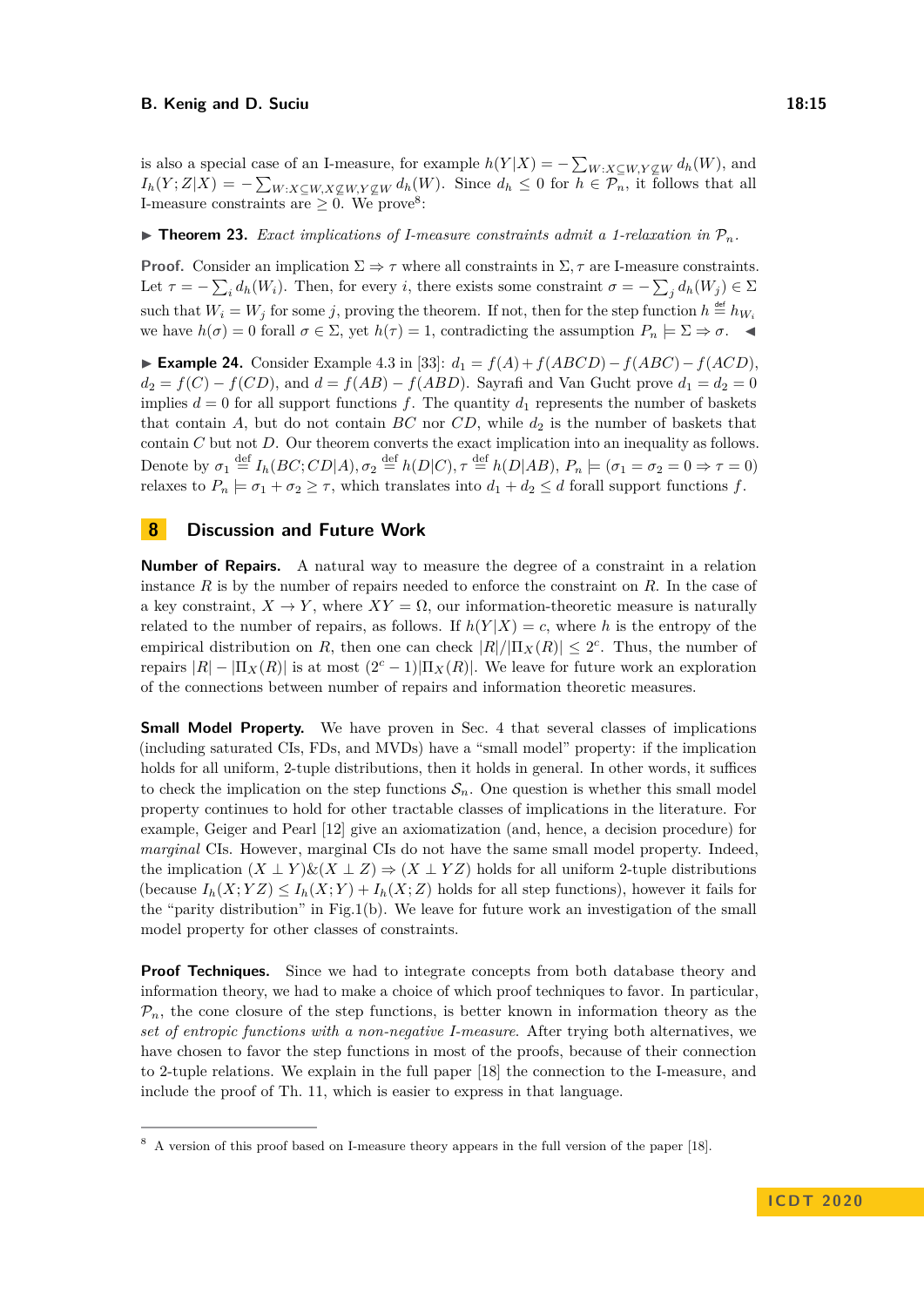is also a special case of an I-measure, for example $h(Y|X) = -\sum_{W:X\subseteq W, Y\not\subseteq W} d_h(W)$, and $I_h(Y;Z|X) = -\sum_{W:X\subseteq W, X\not\subseteq W, Y\not\subseteq W} d_h(W)$. Since $d_h \leq 0$ for $h \in \mathcal{P}_n$, it follows that all I-measure constraints are $\geq 0$. We prove[8]:

▶ **Theorem 23.** *Exact implications of I-measure constraints admit a 1-relaxation in $\mathcal{P}_n$.*

**Proof.** Consider an implication $\Sigma \Rightarrow \tau$ where all constraints in $\Sigma, \tau$ are I-measure constraints. Let $\tau = -\sum_i d_h(W_i)$. Then, for every $i$, there exists some constraint $\sigma = -\sum_j d_h(W_j) \in \Sigma$ such that $W_i = W_j$ for some $j$, proving the theorem. If not, then for the step function $h \stackrel{\text{def}}{=} h_{W_i}$ we have $h(\sigma) = 0$ forall $\sigma \in \Sigma$, yet $h(\tau) = 1$, contradicting the assumption $P_n \models \Sigma \Rightarrow \sigma$. ◀

▶ **Example 24.** Consider Example 4.3 in [33]: $d_1 = f(A) + f(ABCD) - f(ABC) - f(ACD)$, $d_2 = f(C) - f(CD)$, and $d = f(AB) - f(ABD)$. Sayrafi and Van Gucht prove $d_1 = d_2 = 0$ implies $d = 0$ for all support functions $f$. The quantity $d_1$ represents the number of baskets that contain $A$, but do not contain $BC$ nor $CD$, while $d_2$ is the number of baskets that contain $C$ but not $D$. Our theorem converts the exact implication into an inequality as follows. Denote by $\sigma_1 \stackrel{\text{def}}{=} I_h(BC;CD|A), \sigma_2 \stackrel{\text{def}}{=} h(D|C), \tau \stackrel{\text{def}}{=} h(D|AB)$, $P_n \models (\sigma_1 = \sigma_2 = 0 \Rightarrow \tau = 0)$ relaxes to $P_n \models \sigma_1 + \sigma_2 \geq \tau$, which translates into $d_1 + d_2 \leq d$ forall support functions $f$.

## 8 Discussion and Future Work

**Number of Repairs.** A natural way to measure the degree of a constraint in a relation instance $R$ is by the number of repairs needed to enforce the constraint on $R$. In the case of a key constraint, $X \to Y$, where $XY = \Omega$, our information-theoretic measure is naturally related to the number of repairs, as follows. If $h(Y|X) = c$, where $h$ is the entropy of the empirical distribution on $R$, then one can check $|R|/|\Pi_X(R)| \leq 2^c$. Thus, the number of repairs $|R| - |\Pi_X(R)|$ is at most $(2^c - 1)|\Pi_X(R)|$. We leave for future work an exploration of the connections between number of repairs and information theoretic measures.

**Small Model Property.** We have proven in Sec. 4 that several classes of implications (including saturated CIs, FDs, and MVDs) have a "small model" property: if the implication holds for all uniform, 2-tuple distributions, then it holds in general. In other words, it suffices to check the implication on the step functions $\mathcal{S}_n$. One question is whether this small model property continues to hold for other tractable classes of implications in the literature. For example, Geiger and Pearl [12] give an axiomatization (and, hence, a decision procedure) for *marginal* CIs. However, marginal CIs do not have the same small model property. Indeed, the implication $(X \perp Y)\&(X \perp Z) \Rightarrow (X \perp YZ)$ holds for all uniform 2-tuple distributions (because $I_h(X;YZ) \leq I_h(X;Y) + I_h(X;Z)$ holds for all step functions), however it fails for the "parity distribution" in Fig.1(b). We leave for future work an investigation of the small model property for other classes of constraints.

**Proof Techniques.** Since we had to integrate concepts from both database theory and information theory, we had to make a choice of which proof techniques to favor. In particular, $\mathcal{P}_n$, the cone closure of the step functions, is better known in information theory as the *set of entropic functions with a non-negative I-measure*. After trying both alternatives, we have chosen to favor the step functions in most of the proofs, because of their connection to 2-tuple relations. We explain in the full paper [18] the connection to the I-measure, and include the proof of Th. 11, which is easier to express in that language.

---

[8] A version of this proof based on I-measure theory appears in the full version of the paper [18].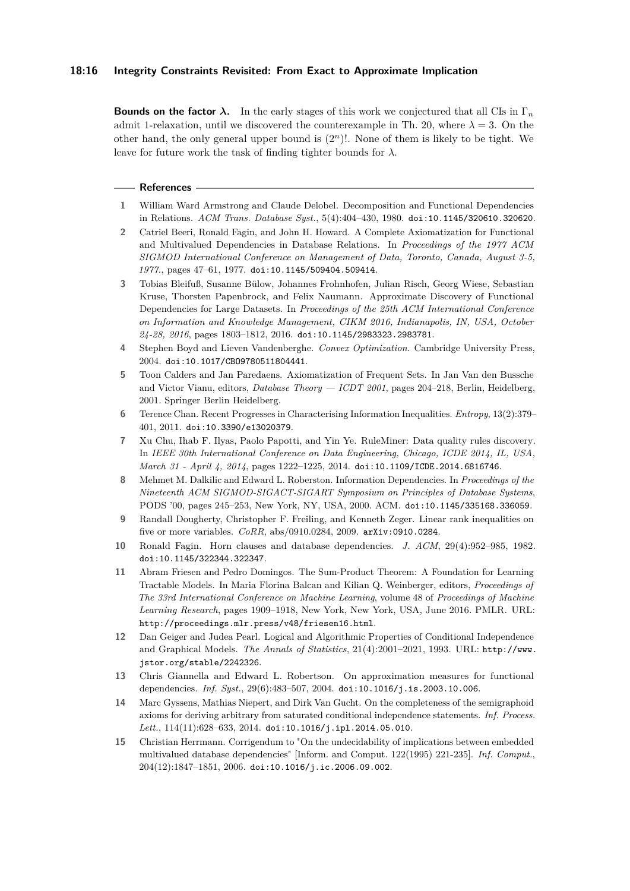**Bounds on the factor $\lambda$.** In the early stages of this work we conjectured that all CIs in $\Gamma_n$ admit 1-relaxation, until we discovered the counterexample in Th. 20, where $\lambda = 3$. On the other hand, the only general upper bound is $(2^n)!$. None of them is likely to be tight. We leave for future work the task of finding tighter bounds for $\lambda$.

## References

1. William Ward Armstrong and Claude Delobel. Decomposition and Functional Dependencies in Relations. *ACM Trans. Database Syst.*, 5(4):404–430, 1980. doi:10.1145/320610.320620.
2. Catriel Beeri, Ronald Fagin, and John H. Howard. A Complete Axiomatization for Functional and Multivalued Dependencies in Database Relations. In *Proceedings of the 1977 ACM SIGMOD International Conference on Management of Data, Toronto, Canada, August 3-5, 1977.*, pages 47–61, 1977. doi:10.1145/509404.509414.
3. Tobias Bleifuß, Susanne Bülow, Johannes Frohnhofen, Julian Risch, Georg Wiese, Sebastian Kruse, Thorsten Papenbrock, and Felix Naumann. Approximate Discovery of Functional Dependencies for Large Datasets. In *Proceedings of the 25th ACM International Conference on Information and Knowledge Management, CIKM 2016, Indianapolis, IN, USA, October 24-28, 2016*, pages 1803–1812, 2016. doi:10.1145/2983323.2983781.
4. Stephen Boyd and Lieven Vandenberghe. *Convex Optimization*. Cambridge University Press, 2004. doi:10.1017/CBO9780511804441.
5. Toon Calders and Jan Paredaens. Axiomatization of Frequent Sets. In Jan Van den Bussche and Victor Vianu, editors, *Database Theory — ICDT 2001*, pages 204–218, Berlin, Heidelberg, 2001. Springer Berlin Heidelberg.
6. Terence Chan. Recent Progresses in Characterising Information Inequalities. *Entropy*, 13(2):379–401, 2011. doi:10.3390/e13020379.
7. Xu Chu, Ihab F. Ilyas, Paolo Papotti, and Yin Ye. RuleMiner: Data quality rules discovery. In *IEEE 30th International Conference on Data Engineering, Chicago, ICDE 2014, IL, USA, March 31 - April 4, 2014*, pages 1222–1225, 2014. doi:10.1109/ICDE.2014.6816746.
8. Mehmet M. Dalkilic and Edward L. Roberston. Information Dependencies. In *Proceedings of the Nineteenth ACM SIGMOD-SIGACT-SIGART Symposium on Principles of Database Systems*, PODS '00, pages 245–253, New York, NY, USA, 2000. ACM. doi:10.1145/335168.336059.
9. Randall Dougherty, Christopher F. Freiling, and Kenneth Zeger. Linear rank inequalities on five or more variables. *CoRR*, abs/0910.0284, 2009. arXiv:0910.0284.
10. Ronald Fagin. Horn clauses and database dependencies. *J. ACM*, 29(4):952–985, 1982. doi:10.1145/322344.322347.
11. Abram Friesen and Pedro Domingos. The Sum-Product Theorem: A Foundation for Learning Tractable Models. In Maria Florina Balcan and Kilian Q. Weinberger, editors, *Proceedings of The 33rd International Conference on Machine Learning*, volume 48 of *Proceedings of Machine Learning Research*, pages 1909–1918, New York, New York, USA, June 2016. PMLR. URL: http://proceedings.mlr.press/v48/friesen16.html.
12. Dan Geiger and Judea Pearl. Logical and Algorithmic Properties of Conditional Independence and Graphical Models. *The Annals of Statistics*, 21(4):2001–2021, 1993. URL: http://www.jstor.org/stable/2242326.
13. Chris Giannella and Edward L. Robertson. On approximation measures for functional dependencies. *Inf. Syst.*, 29(6):483–507, 2004. doi:10.1016/j.is.2003.10.006.
14. Marc Gyssens, Mathias Niepert, and Dirk Van Gucht. On the completeness of the semigraphoid axioms for deriving arbitrary from saturated conditional independence statements. *Inf. Process. Lett.*, 114(11):628–633, 2014. doi:10.1016/j.ipl.2014.05.010.
15. Christian Herrmann. Corrigendum to "On the undecidability of implications between embedded multivalued database dependencies" [Inform. and Comput. 122(1995) 221-235]. *Inf. Comput.*, 204(12):1847–1851, 2006. doi:10.1016/j.ic.2006.09.002.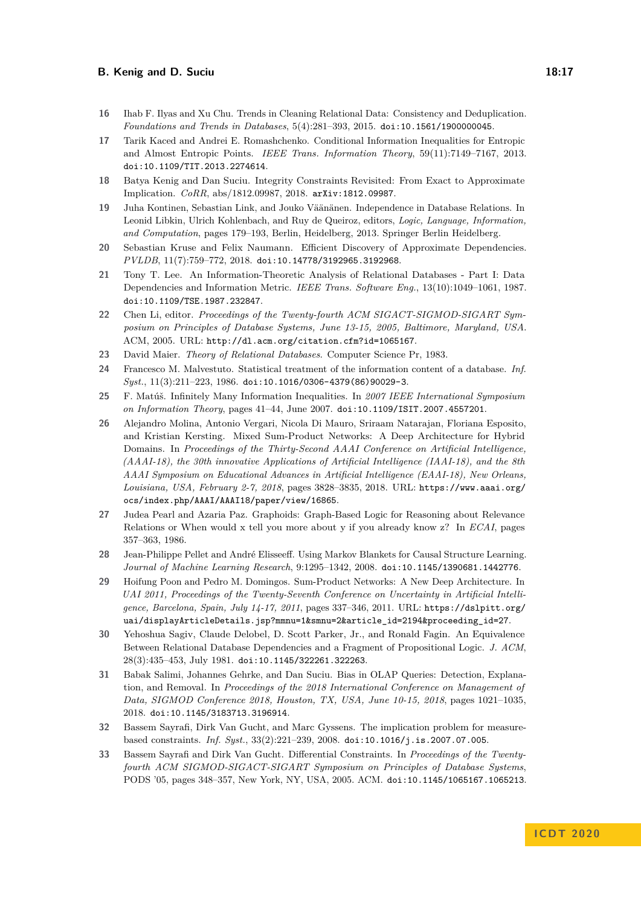16 Ihab F. Ilyas and Xu Chu. Trends in Cleaning Relational Data: Consistency and Deduplication. *Foundations and Trends in Databases*, 5(4):281–393, 2015. doi:10.1561/1900000045.

17 Tarik Kaced and Andrei E. Romashchenko. Conditional Information Inequalities for Entropic and Almost Entropic Points. *IEEE Trans. Information Theory*, 59(11):7149–7167, 2013. doi:10.1109/TIT.2013.2274614.

18 Batya Kenig and Dan Suciu. Integrity Constraints Revisited: From Exact to Approximate Implication. *CoRR*, abs/1812.09987, 2018. arXiv:1812.09987.

19 Juha Kontinen, Sebastian Link, and Jouko Väänänen. Independence in Database Relations. In Leonid Libkin, Ulrich Kohlenbach, and Ruy de Queiroz, editors, *Logic, Language, Information, and Computation*, pages 179–193, Berlin, Heidelberg, 2013. Springer Berlin Heidelberg.

20 Sebastian Kruse and Felix Naumann. Efficient Discovery of Approximate Dependencies. *PVLDB*, 11(7):759–772, 2018. doi:10.14778/3192965.3192968.

21 Tony T. Lee. An Information-Theoretic Analysis of Relational Databases - Part I: Data Dependencies and Information Metric. *IEEE Trans. Software Eng.*, 13(10):1049–1061, 1987. doi:10.1109/TSE.1987.232847.

22 Chen Li, editor. *Proceedings of the Twenty-fourth ACM SIGACT-SIGMOD-SIGART Symposium on Principles of Database Systems, June 13-15, 2005, Baltimore, Maryland, USA*. ACM, 2005. URL: http://dl.acm.org/citation.cfm?id=1065167.

23 David Maier. *Theory of Relational Databases*. Computer Science Pr, 1983.

24 Francesco M. Malvestuto. Statistical treatment of the information content of a database. *Inf. Syst.*, 11(3):211–223, 1986. doi:10.1016/0306-4379(86)90029-3.

25 F. Matúš. Infinitely Many Information Inequalities. In *2007 IEEE International Symposium on Information Theory*, pages 41–44, June 2007. doi:10.1109/ISIT.2007.4557201.

26 Alejandro Molina, Antonio Vergari, Nicola Di Mauro, Sriraam Natarajan, Floriana Esposito, and Kristian Kersting. Mixed Sum-Product Networks: A Deep Architecture for Hybrid Domains. In *Proceedings of the Thirty-Second AAAI Conference on Artificial Intelligence, (AAAI-18), the 30th innovative Applications of Artificial Intelligence (IAAI-18), and the 8th AAAI Symposium on Educational Advances in Artificial Intelligence (EAAI-18), New Orleans, Louisiana, USA, February 2-7, 2018*, pages 3828–3835, 2018. URL: https://www.aaai.org/ocs/index.php/AAAI/AAAI18/paper/view/16865.

27 Judea Pearl and Azaria Paz. Graphoids: Graph-Based Logic for Reasoning about Relevance Relations or When would x tell you more about y if you already know z? In *ECAI*, pages 357–363, 1986.

28 Jean-Philippe Pellet and André Elisseeff. Using Markov Blankets for Causal Structure Learning. *Journal of Machine Learning Research*, 9:1295–1342, 2008. doi:10.1145/1390681.1442776.

29 Hoifung Poon and Pedro M. Domingos. Sum-Product Networks: A New Deep Architecture. In *UAI 2011, Proceedings of the Twenty-Seventh Conference on Uncertainty in Artificial Intelligence, Barcelona, Spain, July 14-17, 2011*, pages 337–346, 2011. URL: https://dslpitt.org/uai/displayArticleDetails.jsp?mmnu=1&smnu=2&article_id=2194&proceeding_id=27.

30 Yehoshua Sagiv, Claude Delobel, D. Scott Parker, Jr., and Ronald Fagin. An Equivalence Between Relational Database Dependencies and a Fragment of Propositional Logic. *J. ACM*, 28(3):435–453, July 1981. doi:10.1145/322261.322263.

31 Babak Salimi, Johannes Gehrke, and Dan Suciu. Bias in OLAP Queries: Detection, Explanation, and Removal. In *Proceedings of the 2018 International Conference on Management of Data, SIGMOD Conference 2018, Houston, TX, USA, June 10-15, 2018*, pages 1021–1035, 2018. doi:10.1145/3183713.3196914.

32 Bassem Sayrafi, Dirk Van Gucht, and Marc Gyssens. The implication problem for measure-based constraints. *Inf. Syst.*, 33(2):221–239, 2008. doi:10.1016/j.is.2007.07.005.

33 Bassem Sayrafi and Dirk Van Gucht. Differential Constraints. In *Proceedings of the Twenty-fourth ACM SIGMOD-SIGACT-SIGART Symposium on Principles of Database Systems*, PODS '05, pages 348–357, New York, NY, USA, 2005. ACM. doi:10.1145/1065167.1065213.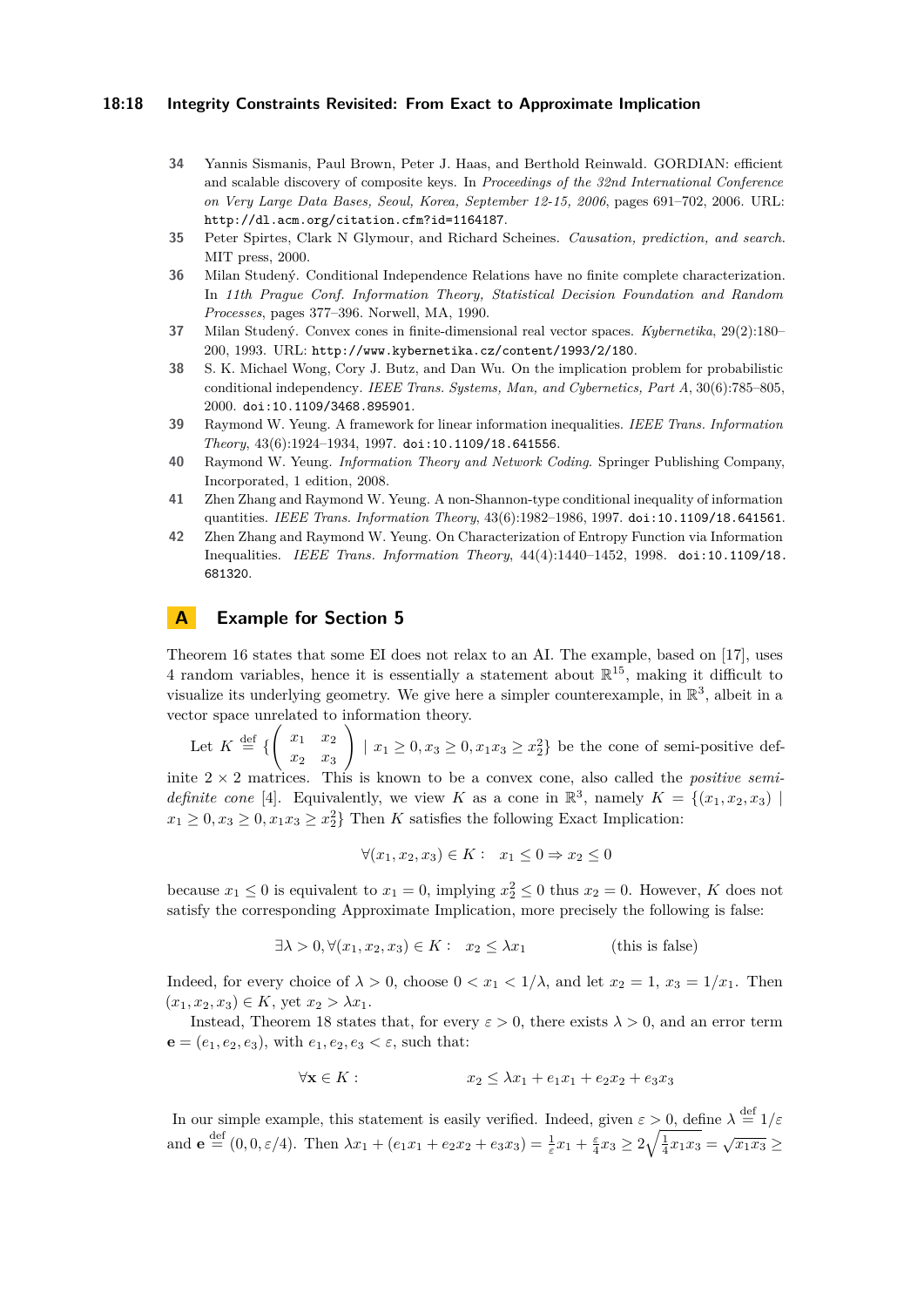**34** Yannis Sismanis, Paul Brown, Peter J. Haas, and Berthold Reinwald. GORDIAN: efficient and scalable discovery of composite keys. In *Proceedings of the 32nd International Conference on Very Large Data Bases, Seoul, Korea, September 12-15, 2006*, pages 691–702, 2006. URL: http://dl.acm.org/citation.cfm?id=1164187.

**35** Peter Spirtes, Clark N Glymour, and Richard Scheines. *Causation, prediction, and search*. MIT press, 2000.

**36** Milan Studený. Conditional Independence Relations have no finite complete characterization. In *11th Prague Conf. Information Theory, Statistical Decision Foundation and Random Processes*, pages 377–396. Norwell, MA, 1990.

**37** Milan Studený. Convex cones in finite-dimensional real vector spaces. *Kybernetika*, 29(2):180–200, 1993. URL: http://www.kybernetika.cz/content/1993/2/180.

**38** S. K. Michael Wong, Cory J. Butz, and Dan Wu. On the implication problem for probabilistic conditional independency. *IEEE Trans. Systems, Man, and Cybernetics, Part A*, 30(6):785–805, 2000. doi:10.1109/3468.895901.

**39** Raymond W. Yeung. A framework for linear information inequalities. *IEEE Trans. Information Theory*, 43(6):1924–1934, 1997. doi:10.1109/18.641556.

**40** Raymond W. Yeung. *Information Theory and Network Coding*. Springer Publishing Company, Incorporated, 1 edition, 2008.

**41** Zhen Zhang and Raymond W. Yeung. A non-Shannon-type conditional inequality of information quantities. *IEEE Trans. Information Theory*, 43(6):1982–1986, 1997. doi:10.1109/18.641561.

**42** Zhen Zhang and Raymond W. Yeung. On Characterization of Entropy Function via Information Inequalities. *IEEE Trans. Information Theory*, 44(4):1440–1452, 1998. doi:10.1109/18.681320.

# A Example for Section 5

Theorem 16 states that some EI does not relax to an AI. The example, based on [17], uses 4 random variables, hence it is essentially a statement about $\mathbb{R}^{15}$, making it difficult to visualize its underlying geometry. We give here a simpler counterexample, in $\mathbb{R}^3$, albeit in a vector space unrelated to information theory.

Let $K \stackrel{\text{def}}{=} \{\begin{pmatrix} x_1 & x_2 \\ x_2 & x_3 \end{pmatrix} \mid x_1 \geq 0, x_3 \geq 0, x_1x_3 \geq x_2^2\}$ be the cone of semi-positive definite $2 \times 2$ matrices. This is known to be a convex cone, also called the *positive semi-definite cone* [4]. Equivalently, we view $K$ as a cone in $\mathbb{R}^3$, namely $K = \{(x_1, x_2, x_3) \mid x_1 \geq 0, x_3 \geq 0, x_1x_3 \geq x_2^2\}$ Then $K$ satisfies the following Exact Implication:

$$\forall (x_1, x_2, x_3) \in K: \quad x_1 \leq 0 \Rightarrow x_2 \leq 0$$

because $x_1 \leq 0$ is equivalent to $x_1 = 0$, implying $x_2^2 \leq 0$ thus $x_2 = 0$. However, $K$ does not satisfy the corresponding Approximate Implication, more precisely the following is false:

$$\exists \lambda > 0, \forall (x_1, x_2, x_3) \in K: \quad x_2 \leq \lambda x_1 \qquad\qquad \text{(this is false)}$$

Indeed, for every choice of $\lambda > 0$, choose $0 < x_1 < 1/\lambda$, and let $x_2 = 1$, $x_3 = 1/x_1$. Then $(x_1, x_2, x_3) \in K$, yet $x_2 > \lambda x_1$.

Instead, Theorem 18 states that, for every $\varepsilon > 0$, there exists $\lambda > 0$, and an error term $\mathbf{e} = (e_1, e_2, e_3)$, with $e_1, e_2, e_3 < \varepsilon$, such that:

$$\forall \mathbf{x} \in K: \qquad\qquad x_2 \leq \lambda x_1 + e_1x_1 + e_2x_2 + e_3x_3$$

In our simple example, this statement is easily verified. Indeed, given $\varepsilon > 0$, define $\lambda \stackrel{\text{def}}{=} 1/\varepsilon$ and $\mathbf{e} \stackrel{\text{def}}{=} (0, 0, \varepsilon/4)$. Then $\lambda x_1 + (e_1x_1 + e_2x_2 + e_3x_3) = \frac{1}{\varepsilon}x_1 + \frac{\varepsilon}{4}x_3 \geq 2\sqrt{\frac{1}{4}x_1x_3} = \sqrt{x_1x_3} \geq$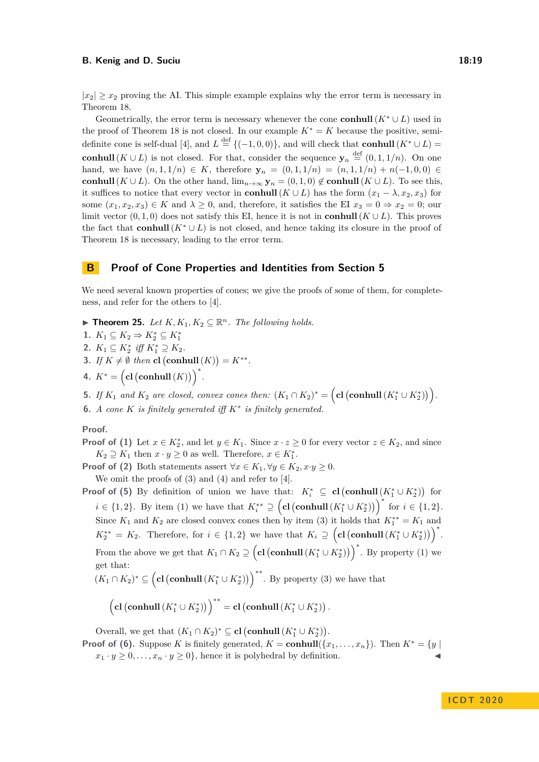$|x_2| \geq x_2$ proving the AI. This simple example explains why the error term is necessary in Theorem 18.

Geometrically, the error term is necessary whenever the cone $\mathbf{conhull}(K^* \cup L)$ used in the proof of Theorem 18 is not closed. In our example $K^* = K$ because the positive, semi-definite cone is self-dual [4], and $L \stackrel{\text{def}}{=} \{(-1, 0, 0)\}$, and will check that $\mathbf{conhull}(K^* \cup L) = \mathbf{conhull}(K \cup L)$ is not closed. For that, consider the sequence $\mathbf{y}_n \stackrel{\text{def}}{=} (0, 1, 1/n)$. On one hand, we have $(n, 1, 1/n) \in K$, therefore $\mathbf{y}_n = (0, 1, 1/n) = (n, 1, 1/n) + n(-1, 0, 0) \in \mathbf{conhull}(K \cup L)$. On the other hand, $\lim_{n\to\infty} \mathbf{y}_n = (0, 1, 0) \notin \mathbf{conhull}(K \cup L)$. To see this, it suffices to notice that every vector in $\mathbf{conhull}(K \cup L)$ has the form $(x_1 - \lambda, x_2, x_3)$ for some $(x_1, x_2, x_3) \in K$ and $\lambda \geq 0$, and, therefore, it satisfies the EI $x_3 = 0 \Rightarrow x_2 = 0$; our limit vector $(0, 1, 0)$ does not satisfy this EI, hence it is not in $\mathbf{conhull}(K \cup L)$. This proves the fact that $\mathbf{conhull}(K^* \cup L)$ is not closed, and hence taking its closure in the proof of Theorem 18 is necessary, leading to the error term.

# B Proof of Cone Properties and Identities from Section 5

We need several known properties of cones; we give the proofs of some of them, for completeness, and refer for the others to [4].

▶ **Theorem 25.** *Let $K, K_1, K_2 \subseteq \mathbb{R}^n$. The following holds.*

1. $K_1 \subseteq K_2 \Rightarrow K_2^* \subseteq K_1^*$
2. $K_1 \subseteq K_2^*$ *iff* $K_1^* \supseteq K_2$.
3. *If $K \neq \emptyset$ then* $\mathbf{cl}(\mathbf{conhull}(K)) = K^{**}$.
4. $K^* = \left(\mathbf{cl}(\mathbf{conhull}(K))\right)^*$.
5. *If $K_1$ and $K_2$ are closed, convex cones then:* $(K_1 \cap K_2)^* = \left(\mathbf{cl}(\mathbf{conhull}(K_1^* \cup K_2^*))\right)$.
6. *A cone $K$ is finitely generated iff $K^*$ is finitely generated.*

**Proof.**

**Proof of (1)** Let $x \in K_2^*$, and let $y \in K_1$. Since $x \cdot z \geq 0$ for every vector $z \in K_2$, and since $K_2 \supseteq K_1$ then $x \cdot y \geq 0$ as well. Therefore, $x \in K_1^*$.

**Proof of (2)** Both statements assert $\forall x \in K_1, \forall y \in K_2, x \cdot y \geq 0$.

We omit the proofs of (3) and (4) and refer to [4].

**Proof of (5)** By definition of union we have that: $K_i^* \subseteq \mathbf{cl}(\mathbf{conhull}(K_1^* \cup K_2^*))$ for $i \in \{1, 2\}$. By item (1) we have that $K_i^{**} \supseteq \left(\mathbf{cl}(\mathbf{conhull}(K_1^* \cup K_2^*))\right)^*$ for $i \in \{1, 2\}$. Since $K_1$ and $K_2$ are closed convex cones then by item (3) it holds that $K_1^{**} = K_1$ and $K_2^{**} = K_2$. Therefore, for $i \in \{1, 2\}$ we have that $K_i \supseteq \left(\mathbf{cl}(\mathbf{conhull}(K_1^* \cup K_2^*))\right)^*$. From the above we get that $K_1 \cap K_2 \supseteq \left(\mathbf{cl}(\mathbf{conhull}(K_1^* \cup K_2^*))\right)^*$. By property (1) we get that:

$(K_1 \cap K_2)^* \subseteq \left(\mathbf{cl}(\mathbf{conhull}(K_1^* \cup K_2^*))\right)^{**}$. By property (3) we have that

$$\left(\mathbf{cl}(\mathbf{conhull}(K_1^* \cup K_2^*))\right)^{**} = \mathbf{cl}(\mathbf{conhull}(K_1^* \cup K_2^*)).$$

Overall, we get that $(K_1 \cap K_2)^* \subseteq \mathbf{cl}(\mathbf{conhull}(K_1^* \cup K_2^*))$.

**Proof of (6).** Suppose $K$ is finitely generated, $K = \mathbf{conhull}(\{x_1, \ldots, x_n\})$. Then $K^* = \{y \mid x_1 \cdot y \geq 0, \ldots, x_n \cdot y \geq 0\}$, hence it is polyhedral by definition. ◀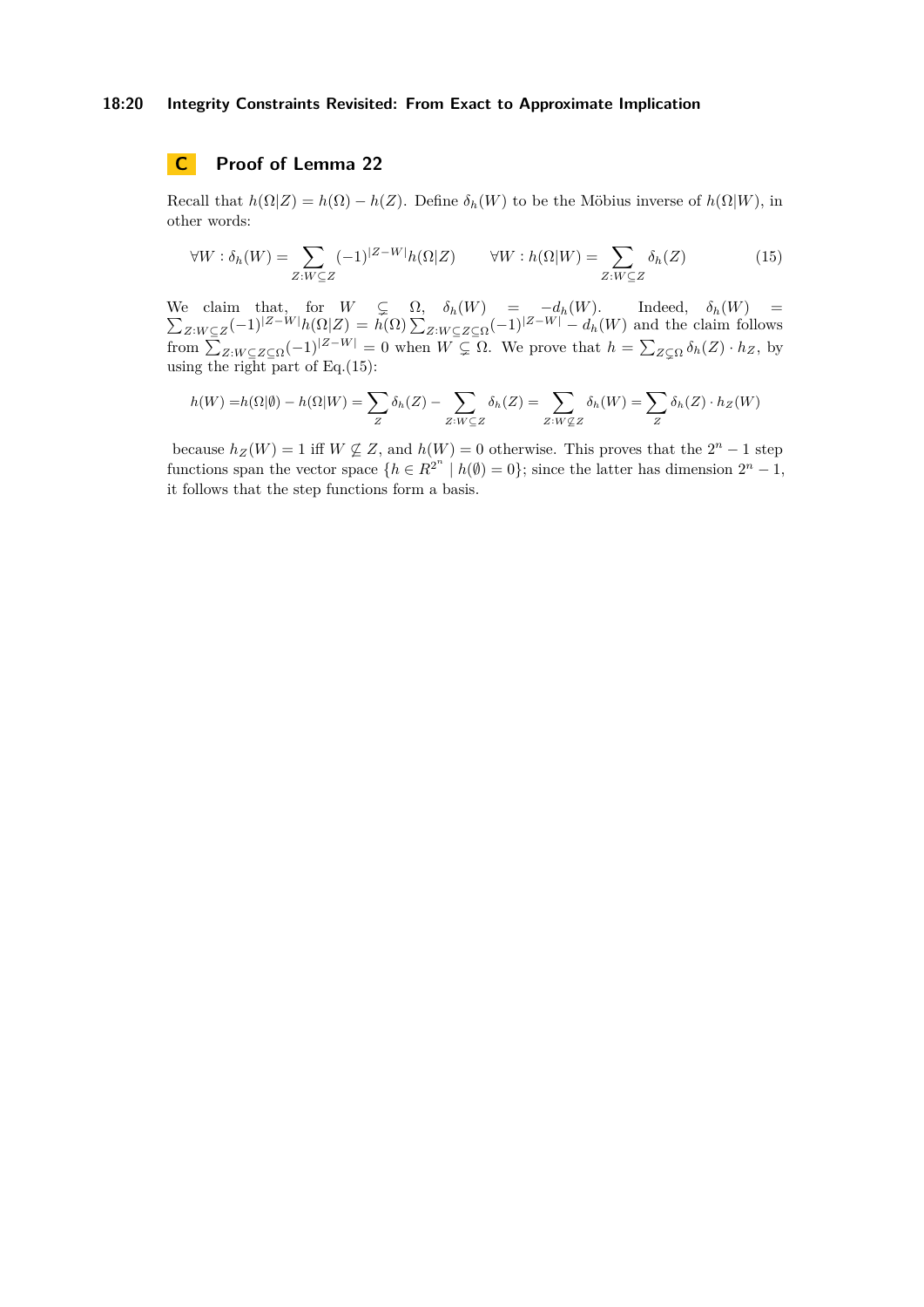## C Proof of Lemma 22

Recall that $h(\Omega|Z) = h(\Omega) - h(Z)$. Define $\delta_h(W)$ to be the Möbius inverse of $h(\Omega|W)$, in other words:

$$\forall W : \delta_h(W) = \sum_{Z:W\subseteq Z} (-1)^{|Z-W|} h(\Omega|Z) \qquad \forall W : h(\Omega|W) = \sum_{Z:W\subseteq Z} \delta_h(Z) \tag{15}$$

We claim that, for $W \subsetneq \Omega$, $\delta_h(W) = -d_h(W)$. Indeed, $\delta_h(W) = \sum_{Z:W\subseteq Z}(-1)^{|Z-W|}h(\Omega|Z) = h(\Omega)\sum_{Z:W\subseteq Z\subseteq\Omega}(-1)^{|Z-W|} - d_h(W)$ and the claim follows from $\sum_{Z:W\subseteq Z\subseteq\Omega}(-1)^{|Z-W|} = 0$ when $W \subsetneq \Omega$. We prove that $h = \sum_{Z\subsetneq\Omega} \delta_h(Z) \cdot h_Z$, by using the right part of Eq.(15):

$$h(W) = h(\Omega|\emptyset) - h(\Omega|W) = \sum_{Z} \delta_h(Z) - \sum_{Z:W\subseteq Z} \delta_h(Z) = \sum_{Z:W\not\subseteq Z} \delta_h(W) = \sum_{Z} \delta_h(Z) \cdot h_Z(W)$$

because $h_Z(W) = 1$ iff $W \not\subseteq Z$, and $h(W) = 0$ otherwise. This proves that the $2^n - 1$ step functions span the vector space $\{h \in R^{2^n} \mid h(\emptyset) = 0\}$; since the latter has dimension $2^n - 1$, it follows that the step functions form a basis.